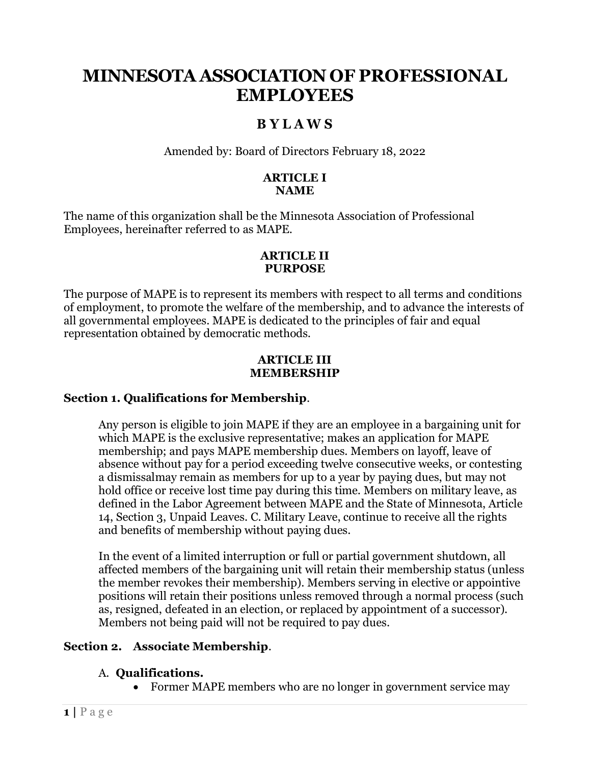# MINNESOTA ASSOCIATION OF PROFESSIONAL EMPLOYEES

## B Y L A W S

Amended by: Board of Directors February 18, 2022

### ARTICLE I
### NAME

The name of this organization shall be the Minnesota Association of Professional Employees, hereinafter referred to as MAPE.

### ARTICLE II
### PURPOSE

The purpose of MAPE is to represent its members with respect to all terms and conditions of employment, to promote the welfare of the membership, and to advance the interests of all governmental employees. MAPE is dedicated to the principles of fair and equal representation obtained by democratic methods.

### ARTICLE III
### MEMBERSHIP

**Section 1. Qualifications for Membership**.

Any person is eligible to join MAPE if they are an employee in a bargaining unit for which MAPE is the exclusive representative; makes an application for MAPE membership; and pays MAPE membership dues. Members on layoff, leave of absence without pay for a period exceeding twelve consecutive weeks, or contesting a dismissalmay remain as members for up to a year by paying dues, but may not hold office or receive lost time pay during this time. Members on military leave, as defined in the Labor Agreement between MAPE and the State of Minnesota, Article 14, Section 3, Unpaid Leaves. C. Military Leave, continue to receive all the rights and benefits of membership without paying dues.

In the event of a limited interruption or full or partial government shutdown, all affected members of the bargaining unit will retain their membership status (unless the member revokes their membership). Members serving in elective or appointive positions will retain their positions unless removed through a normal process (such as, resigned, defeated in an election, or replaced by appointment of a successor). Members not being paid will not be required to pay dues.

**Section 2. Associate Membership**.

A. **Qualifications.**

- Former MAPE members who are no longer in government service may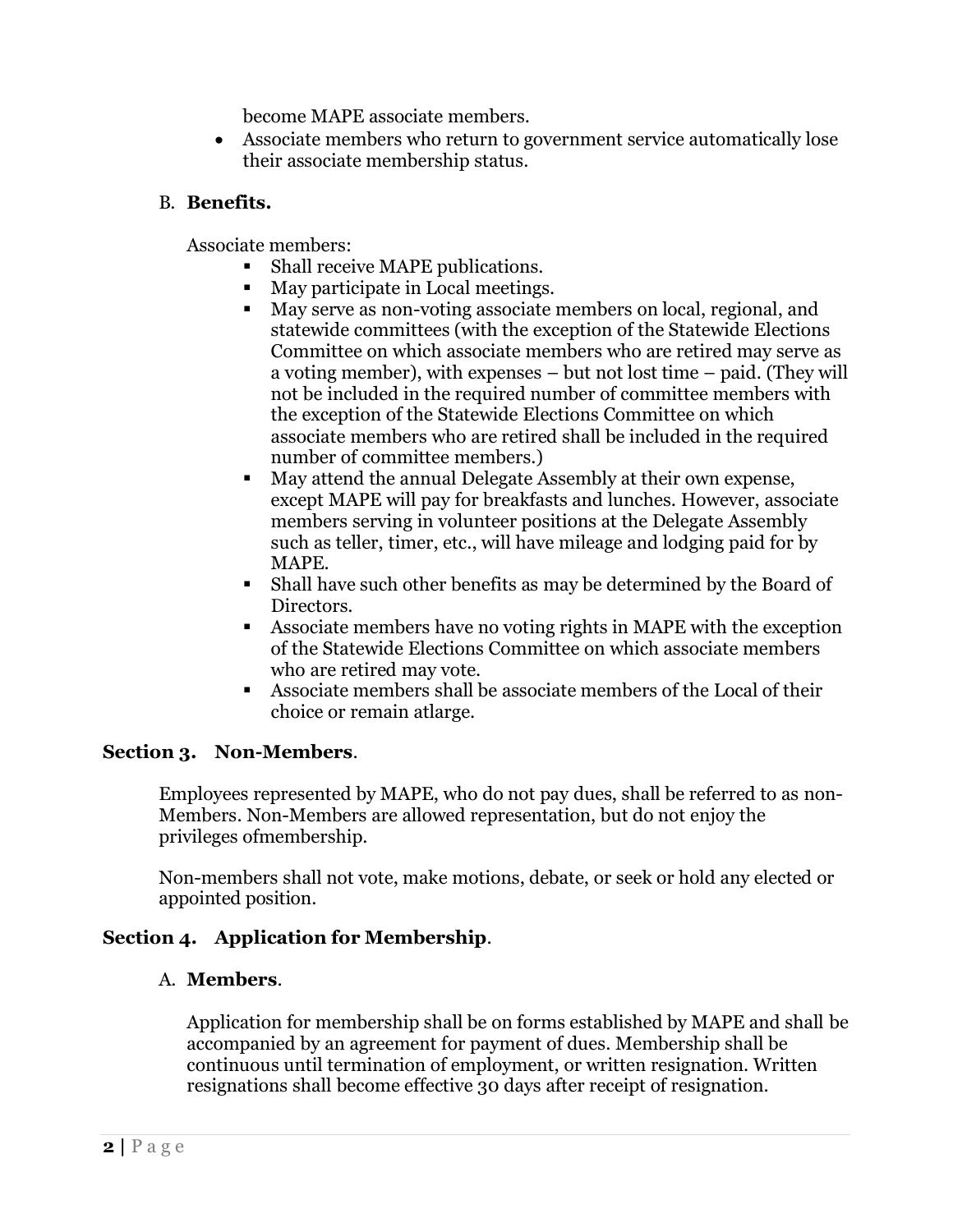become MAPE associate members.

- Associate members who return to government service automatically lose their associate membership status.

B. **Benefits.**

Associate members:

- Shall receive MAPE publications.
- May participate in Local meetings.
- May serve as non-voting associate members on local, regional, and statewide committees (with the exception of the Statewide Elections Committee on which associate members who are retired may serve as a voting member), with expenses – but not lost time – paid. (They will not be included in the required number of committee members with the exception of the Statewide Elections Committee on which associate members who are retired shall be included in the required number of committee members.)
- May attend the annual Delegate Assembly at their own expense, except MAPE will pay for breakfasts and lunches. However, associate members serving in volunteer positions at the Delegate Assembly such as teller, timer, etc., will have mileage and lodging paid for by MAPE.
- Shall have such other benefits as may be determined by the Board of Directors.
- Associate members have no voting rights in MAPE with the exception of the Statewide Elections Committee on which associate members who are retired may vote.
- Associate members shall be associate members of the Local of their choice or remain atlarge.

**Section 3. Non-Members**.

Employees represented by MAPE, who do not pay dues, shall be referred to as non-Members. Non-Members are allowed representation, but do not enjoy the privileges ofmembership.

Non-members shall not vote, make motions, debate, or seek or hold any elected or appointed position.

**Section 4. Application for Membership**.

A. **Members**.

Application for membership shall be on forms established by MAPE and shall be accompanied by an agreement for payment of dues. Membership shall be continuous until termination of employment, or written resignation. Written resignations shall become effective 30 days after receipt of resignation.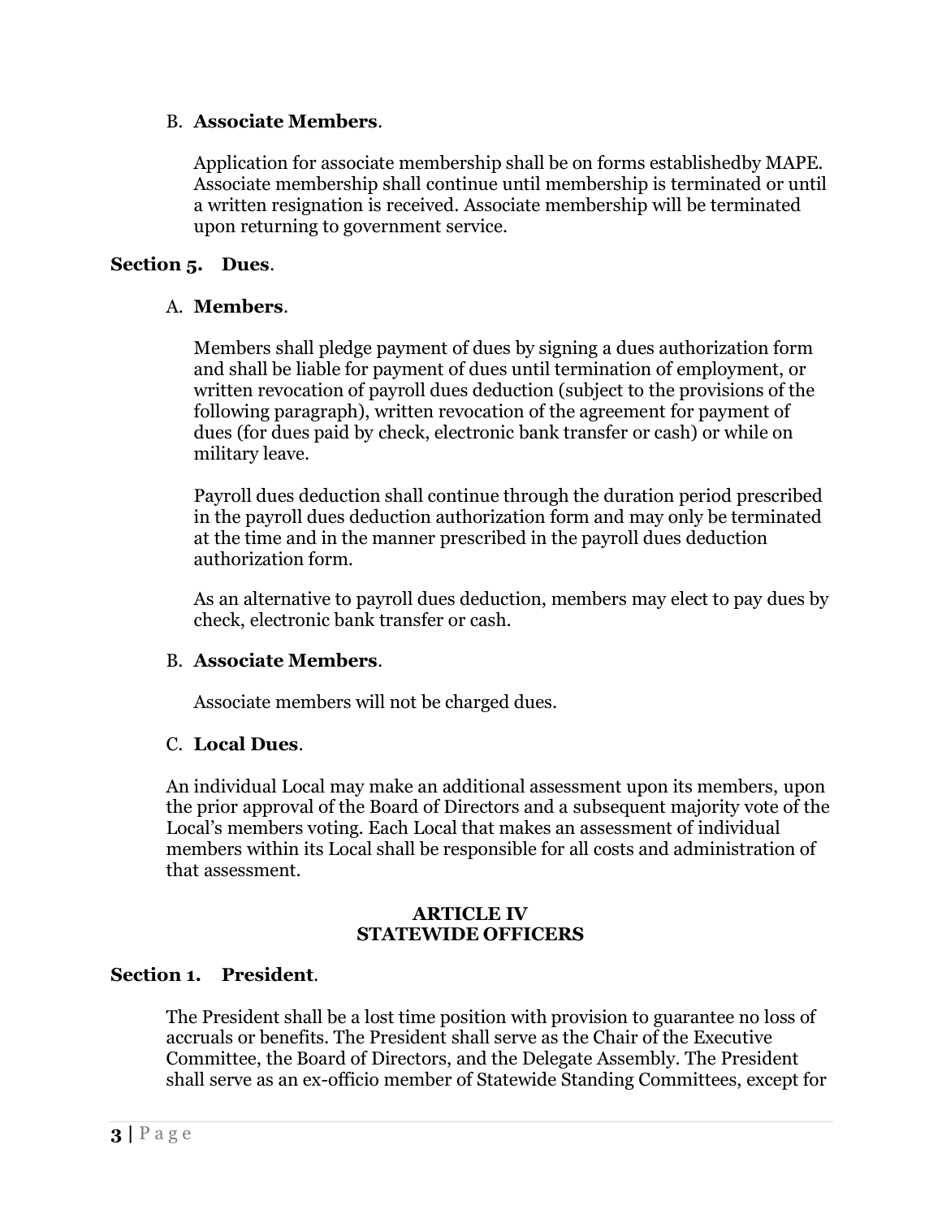B. **Associate Members**.

Application for associate membership shall be on forms establishedby MAPE. Associate membership shall continue until membership is terminated or until a written resignation is received. Associate membership will be terminated upon returning to government service.

**Section 5. Dues**.

A. **Members**.

Members shall pledge payment of dues by signing a dues authorization form and shall be liable for payment of dues until termination of employment, or written revocation of payroll dues deduction (subject to the provisions of the following paragraph), written revocation of the agreement for payment of dues (for dues paid by check, electronic bank transfer or cash) or while on military leave.

Payroll dues deduction shall continue through the duration period prescribed in the payroll dues deduction authorization form and may only be terminated at the time and in the manner prescribed in the payroll dues deduction authorization form.

As an alternative to payroll dues deduction, members may elect to pay dues by check, electronic bank transfer or cash.

B. **Associate Members**.

Associate members will not be charged dues.

C. **Local Dues**.

An individual Local may make an additional assessment upon its members, upon the prior approval of the Board of Directors and a subsequent majority vote of the Local's members voting. Each Local that makes an assessment of individual members within its Local shall be responsible for all costs and administration of that assessment.

## ARTICLE IV
## STATEWIDE OFFICERS

**Section 1. President**.

The President shall be a lost time position with provision to guarantee no loss of accruals or benefits. The President shall serve as the Chair of the Executive Committee, the Board of Directors, and the Delegate Assembly. The President shall serve as an ex-officio member of Statewide Standing Committees, except for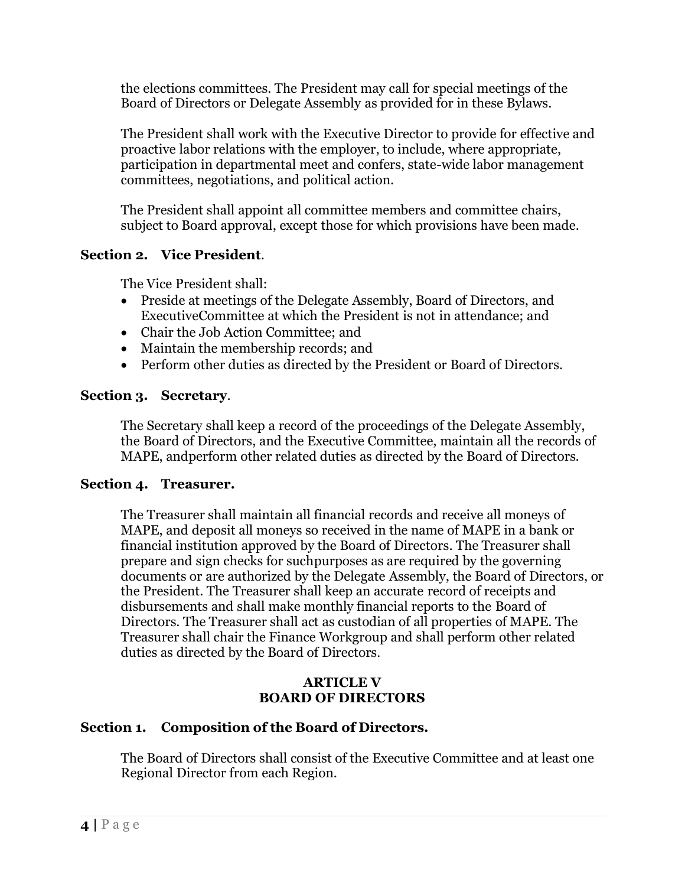the elections committees. The President may call for special meetings of the Board of Directors or Delegate Assembly as provided for in these Bylaws.

The President shall work with the Executive Director to provide for effective and proactive labor relations with the employer, to include, where appropriate, participation in departmental meet and confers, state-wide labor management committees, negotiations, and political action.

The President shall appoint all committee members and committee chairs, subject to Board approval, except those for which provisions have been made.

### Section 2. Vice President.

The Vice President shall:

- Preside at meetings of the Delegate Assembly, Board of Directors, and ExecutiveCommittee at which the President is not in attendance; and
- Chair the Job Action Committee; and
- Maintain the membership records; and
- Perform other duties as directed by the President or Board of Directors.

### Section 3. Secretary.

The Secretary shall keep a record of the proceedings of the Delegate Assembly, the Board of Directors, and the Executive Committee, maintain all the records of MAPE, andperform other related duties as directed by the Board of Directors.

### Section 4. Treasurer.

The Treasurer shall maintain all financial records and receive all moneys of MAPE, and deposit all moneys so received in the name of MAPE in a bank or financial institution approved by the Board of Directors. The Treasurer shall prepare and sign checks for suchpurposes as are required by the governing documents or are authorized by the Delegate Assembly, the Board of Directors, or the President. The Treasurer shall keep an accurate record of receipts and disbursements and shall make monthly financial reports to the Board of Directors. The Treasurer shall act as custodian of all properties of MAPE. The Treasurer shall chair the Finance Workgroup and shall perform other related duties as directed by the Board of Directors.

## ARTICLE V
## BOARD OF DIRECTORS

### Section 1. Composition of the Board of Directors.

The Board of Directors shall consist of the Executive Committee and at least one Regional Director from each Region.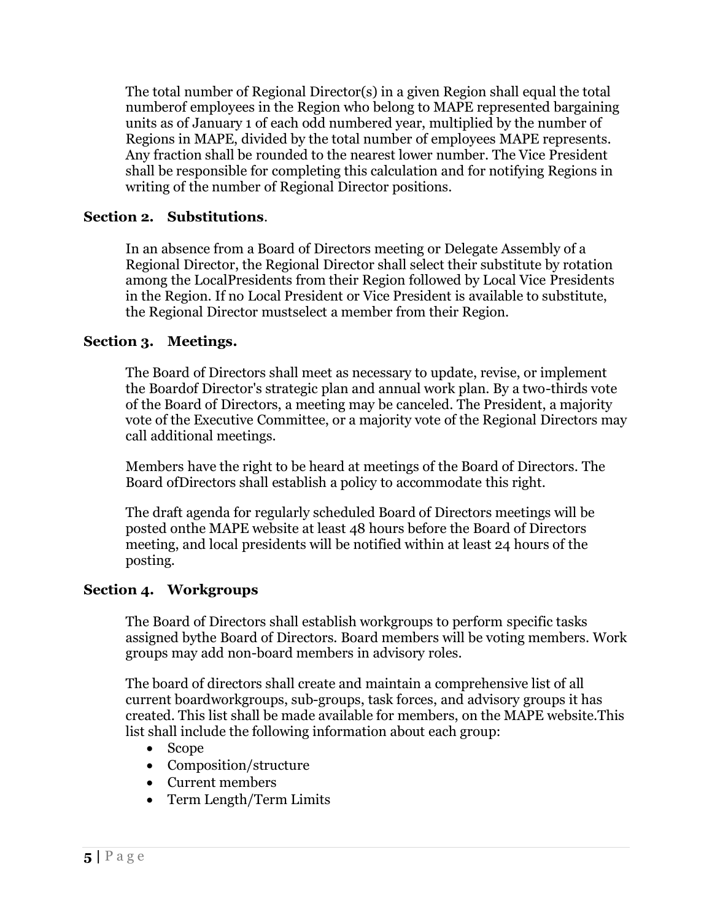The total number of Regional Director(s) in a given Region shall equal the total numberof employees in the Region who belong to MAPE represented bargaining units as of January 1 of each odd numbered year, multiplied by the number of Regions in MAPE, divided by the total number of employees MAPE represents. Any fraction shall be rounded to the nearest lower number. The Vice President shall be responsible for completing this calculation and for notifying Regions in writing of the number of Regional Director positions.

### Section 2. Substitutions.

In an absence from a Board of Directors meeting or Delegate Assembly of a Regional Director, the Regional Director shall select their substitute by rotation among the LocalPresidents from their Region followed by Local Vice Presidents in the Region. If no Local President or Vice President is available to substitute, the Regional Director mustselect a member from their Region.

### Section 3. Meetings.

The Board of Directors shall meet as necessary to update, revise, or implement the Boardof Director's strategic plan and annual work plan. By a two-thirds vote of the Board of Directors, a meeting may be canceled. The President, a majority vote of the Executive Committee, or a majority vote of the Regional Directors may call additional meetings.

Members have the right to be heard at meetings of the Board of Directors. The Board ofDirectors shall establish a policy to accommodate this right.

The draft agenda for regularly scheduled Board of Directors meetings will be posted onthe MAPE website at least 48 hours before the Board of Directors meeting, and local presidents will be notified within at least 24 hours of the posting.

### Section 4. Workgroups

The Board of Directors shall establish workgroups to perform specific tasks assigned bythe Board of Directors. Board members will be voting members. Work groups may add non-board members in advisory roles.

The board of directors shall create and maintain a comprehensive list of all current boardworkgroups, sub-groups, task forces, and advisory groups it has created. This list shall be made available for members, on the MAPE website.This list shall include the following information about each group:

- Scope
- Composition/structure
- Current members
- Term Length/Term Limits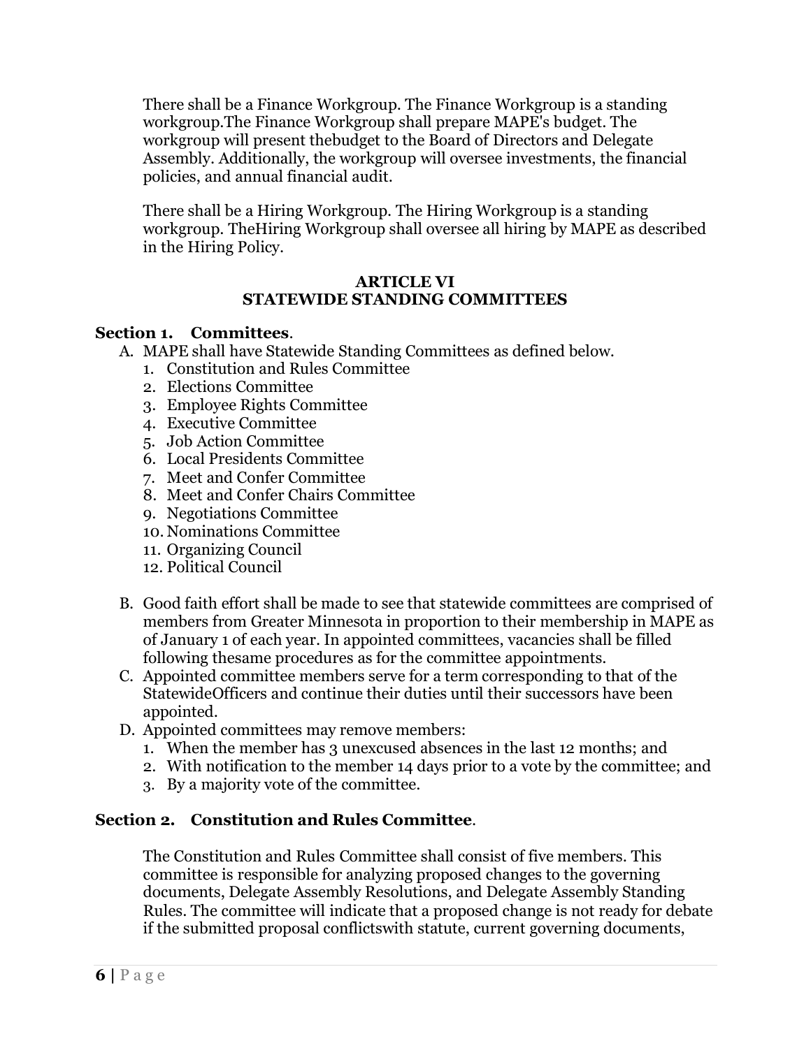There shall be a Finance Workgroup. The Finance Workgroup is a standing workgroup.The Finance Workgroup shall prepare MAPE's budget. The workgroup will present thebudget to the Board of Directors and Delegate Assembly. Additionally, the workgroup will oversee investments, the financial policies, and annual financial audit.

There shall be a Hiring Workgroup. The Hiring Workgroup is a standing workgroup. TheHiring Workgroup shall oversee all hiring by MAPE as described in the Hiring Policy.

## ARTICLE VI
## STATEWIDE STANDING COMMITTEES

### Section 1. Committees.

A. MAPE shall have Statewide Standing Committees as defined below.
   1. Constitution and Rules Committee
   2. Elections Committee
   3. Employee Rights Committee
   4. Executive Committee
   5. Job Action Committee
   6. Local Presidents Committee
   7. Meet and Confer Committee
   8. Meet and Confer Chairs Committee
   9. Negotiations Committee
   10. Nominations Committee
   11. Organizing Council
   12. Political Council

B. Good faith effort shall be made to see that statewide committees are comprised of members from Greater Minnesota in proportion to their membership in MAPE as of January 1 of each year. In appointed committees, vacancies shall be filled following thesame procedures as for the committee appointments.

C. Appointed committee members serve for a term corresponding to that of the StatewideOfficers and continue their duties until their successors have been appointed.

D. Appointed committees may remove members:
   1. When the member has 3 unexcused absences in the last 12 months; and
   2. With notification to the member 14 days prior to a vote by the committee; and
   3. By a majority vote of the committee.

### Section 2. Constitution and Rules Committee.

The Constitution and Rules Committee shall consist of five members. This committee is responsible for analyzing proposed changes to the governing documents, Delegate Assembly Resolutions, and Delegate Assembly Standing Rules. The committee will indicate that a proposed change is not ready for debate if the submitted proposal conflictswith statute, current governing documents,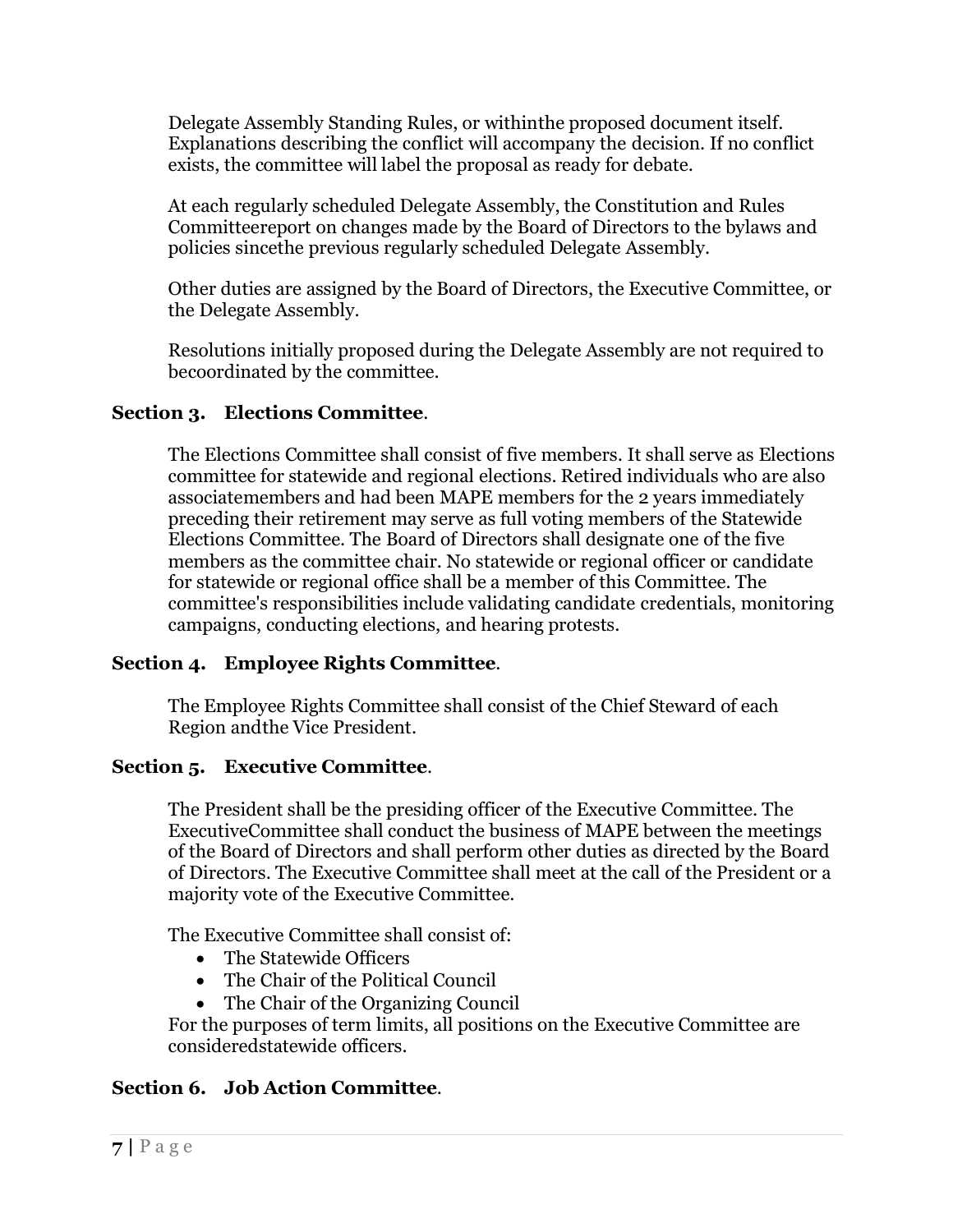Delegate Assembly Standing Rules, or withinthe proposed document itself. Explanations describing the conflict will accompany the decision. If no conflict exists, the committee will label the proposal as ready for debate.

At each regularly scheduled Delegate Assembly, the Constitution and Rules Committeereport on changes made by the Board of Directors to the bylaws and policies sincethe previous regularly scheduled Delegate Assembly.

Other duties are assigned by the Board of Directors, the Executive Committee, or the Delegate Assembly.

Resolutions initially proposed during the Delegate Assembly are not required to becoordinated by the committee.

### Section 3. Elections Committee.

The Elections Committee shall consist of five members. It shall serve as Elections committee for statewide and regional elections. Retired individuals who are also associatemembers and had been MAPE members for the 2 years immediately preceding their retirement may serve as full voting members of the Statewide Elections Committee. The Board of Directors shall designate one of the five members as the committee chair. No statewide or regional officer or candidate for statewide or regional office shall be a member of this Committee. The committee's responsibilities include validating candidate credentials, monitoring campaigns, conducting elections, and hearing protests.

### Section 4. Employee Rights Committee.

The Employee Rights Committee shall consist of the Chief Steward of each Region andthe Vice President.

### Section 5. Executive Committee.

The President shall be the presiding officer of the Executive Committee. The ExecutiveCommittee shall conduct the business of MAPE between the meetings of the Board of Directors and shall perform other duties as directed by the Board of Directors. The Executive Committee shall meet at the call of the President or a majority vote of the Executive Committee.

The Executive Committee shall consist of:

- The Statewide Officers
- The Chair of the Political Council
- The Chair of the Organizing Council

For the purposes of term limits, all positions on the Executive Committee are consideredstatewide officers.

### Section 6. Job Action Committee.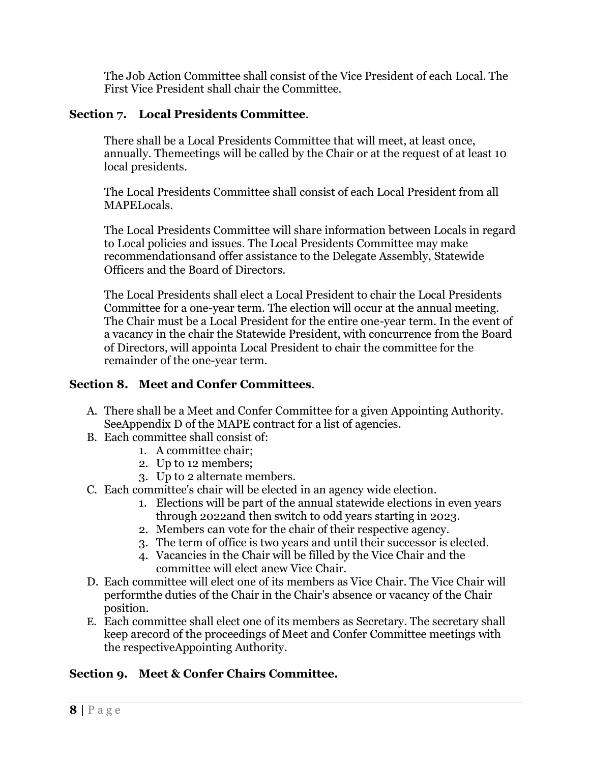The Job Action Committee shall consist of the Vice President of each Local. The First Vice President shall chair the Committee.

### Section 7. Local Presidents Committee.

There shall be a Local Presidents Committee that will meet, at least once, annually. Themeetings will be called by the Chair or at the request of at least 10 local presidents.

The Local Presidents Committee shall consist of each Local President from all MAPELocals.

The Local Presidents Committee will share information between Locals in regard to Local policies and issues. The Local Presidents Committee may make recommendationsand offer assistance to the Delegate Assembly, Statewide Officers and the Board of Directors.

The Local Presidents shall elect a Local President to chair the Local Presidents Committee for a one-year term. The election will occur at the annual meeting. The Chair must be a Local President for the entire one-year term. In the event of a vacancy in the chair the Statewide President, with concurrence from the Board of Directors, will appointa Local President to chair the committee for the remainder of the one-year term.

### Section 8. Meet and Confer Committees.

A. There shall be a Meet and Confer Committee for a given Appointing Authority. SeeAppendix D of the MAPE contract for a list of agencies.
B. Each committee shall consist of:
    1. A committee chair;
    2. Up to 12 members;
    3. Up to 2 alternate members.
C. Each committee's chair will be elected in an agency wide election.
    1. Elections will be part of the annual statewide elections in even years through 2022and then switch to odd years starting in 2023.
    2. Members can vote for the chair of their respective agency.
    3. The term of office is two years and until their successor is elected.
    4. Vacancies in the Chair will be filled by the Vice Chair and the committee will elect anew Vice Chair.
D. Each committee will elect one of its members as Vice Chair. The Vice Chair will performthe duties of the Chair in the Chair's absence or vacancy of the Chair position.
E. Each committee shall elect one of its members as Secretary. The secretary shall keep arecord of the proceedings of Meet and Confer Committee meetings with the respectiveAppointing Authority.

### Section 9. Meet & Confer Chairs Committee.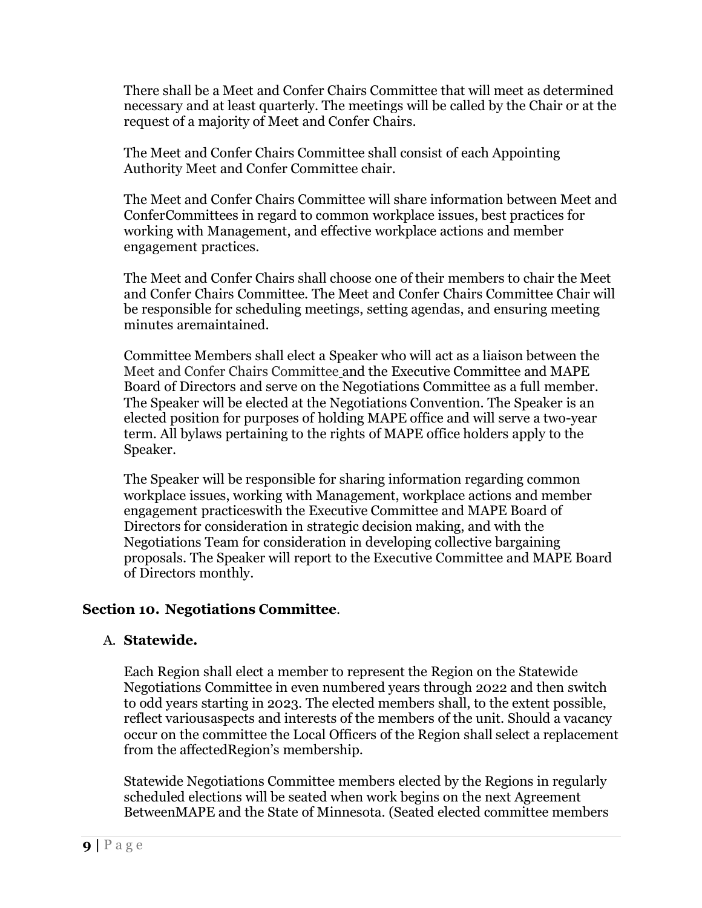There shall be a Meet and Confer Chairs Committee that will meet as determined necessary and at least quarterly. The meetings will be called by the Chair or at the request of a majority of Meet and Confer Chairs.

The Meet and Confer Chairs Committee shall consist of each Appointing Authority Meet and Confer Committee chair.

The Meet and Confer Chairs Committee will share information between Meet and ConferCommittees in regard to common workplace issues, best practices for working with Management, and effective workplace actions and member engagement practices.

The Meet and Confer Chairs shall choose one of their members to chair the Meet and Confer Chairs Committee. The Meet and Confer Chairs Committee Chair will be responsible for scheduling meetings, setting agendas, and ensuring meeting minutes aremaintained.

Committee Members shall elect a Speaker who will act as a liaison between the Meet and Confer Chairs Committee and the Executive Committee and MAPE Board of Directors and serve on the Negotiations Committee as a full member. The Speaker will be elected at the Negotiations Convention. The Speaker is an elected position for purposes of holding MAPE office and will serve a two-year term. All bylaws pertaining to the rights of MAPE office holders apply to the Speaker.

The Speaker will be responsible for sharing information regarding common workplace issues, working with Management, workplace actions and member engagement practiceswith the Executive Committee and MAPE Board of Directors for consideration in strategic decision making, and with the Negotiations Team for consideration in developing collective bargaining proposals. The Speaker will report to the Executive Committee and MAPE Board of Directors monthly.

### Section 10. Negotiations Committee.

A. **Statewide.**

Each Region shall elect a member to represent the Region on the Statewide Negotiations Committee in even numbered years through 2022 and then switch to odd years starting in 2023. The elected members shall, to the extent possible, reflect variousaspects and interests of the members of the unit. Should a vacancy occur on the committee the Local Officers of the Region shall select a replacement from the affectedRegion's membership.

Statewide Negotiations Committee members elected by the Regions in regularly scheduled elections will be seated when work begins on the next Agreement BetweenMAPE and the State of Minnesota. (Seated elected committee members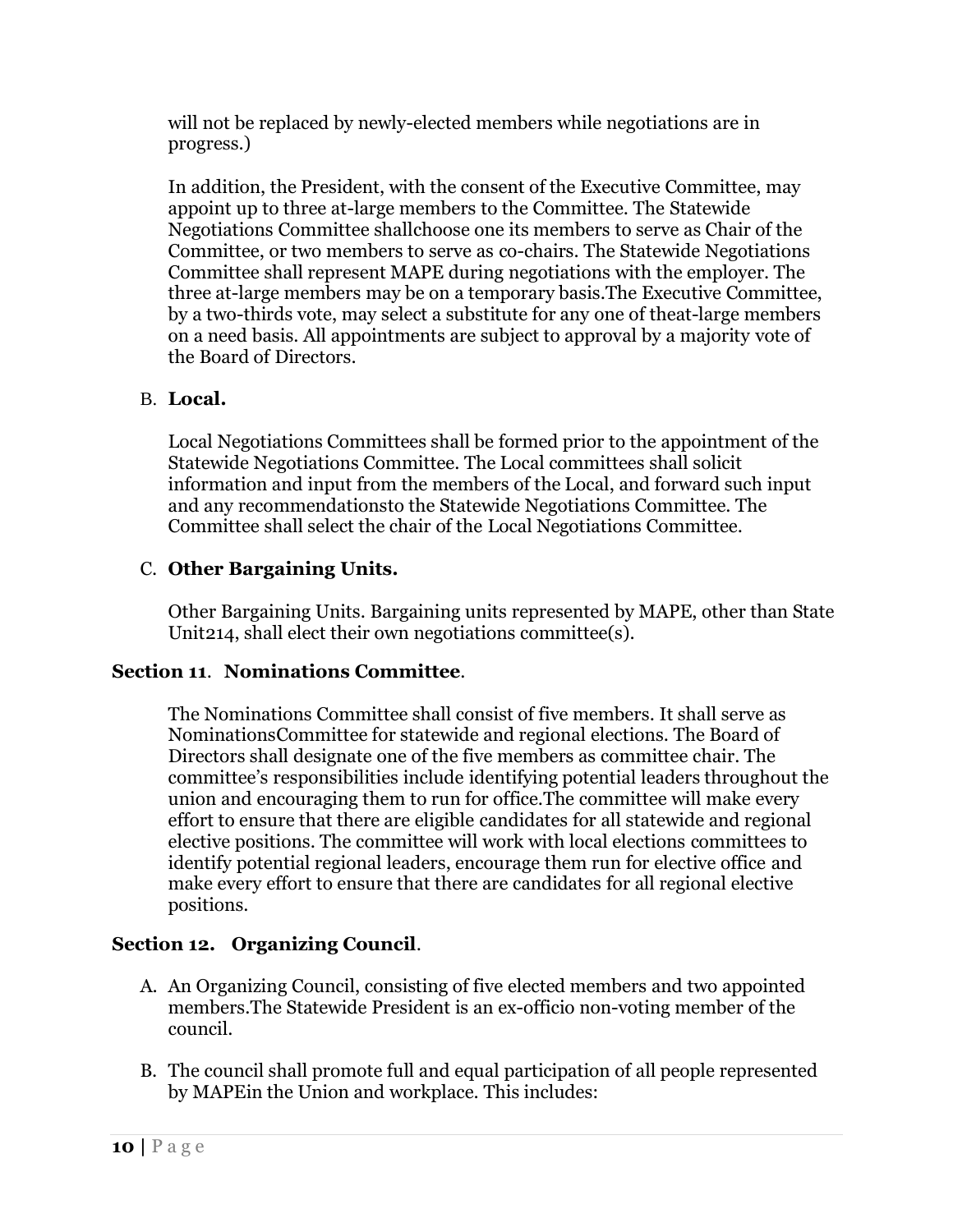will not be replaced by newly-elected members while negotiations are in progress.)

In addition, the President, with the consent of the Executive Committee, may appoint up to three at-large members to the Committee. The Statewide Negotiations Committee shallchoose one its members to serve as Chair of the Committee, or two members to serve as co-chairs. The Statewide Negotiations Committee shall represent MAPE during negotiations with the employer. The three at-large members may be on a temporary basis.The Executive Committee, by a two-thirds vote, may select a substitute for any one of theat-large members on a need basis. All appointments are subject to approval by a majority vote of the Board of Directors.

B. **Local.**

Local Negotiations Committees shall be formed prior to the appointment of the Statewide Negotiations Committee. The Local committees shall solicit information and input from the members of the Local, and forward such input and any recommendationsto the Statewide Negotiations Committee. The Committee shall select the chair of the Local Negotiations Committee.

C. **Other Bargaining Units.**

Other Bargaining Units. Bargaining units represented by MAPE, other than State Unit214, shall elect their own negotiations committee(s).

**Section 11**. **Nominations Committee**.

The Nominations Committee shall consist of five members. It shall serve as NominationsCommittee for statewide and regional elections. The Board of Directors shall designate one of the five members as committee chair. The committee's responsibilities include identifying potential leaders throughout the union and encouraging them to run for office.The committee will make every effort to ensure that there are eligible candidates for all statewide and regional elective positions. The committee will work with local elections committees to identify potential regional leaders, encourage them run for elective office and make every effort to ensure that there are candidates for all regional elective positions.

**Section 12. Organizing Council**.

A. An Organizing Council, consisting of five elected members and two appointed members.The Statewide President is an ex-officio non-voting member of the council.

B. The council shall promote full and equal participation of all people represented by MAPEin the Union and workplace. This includes: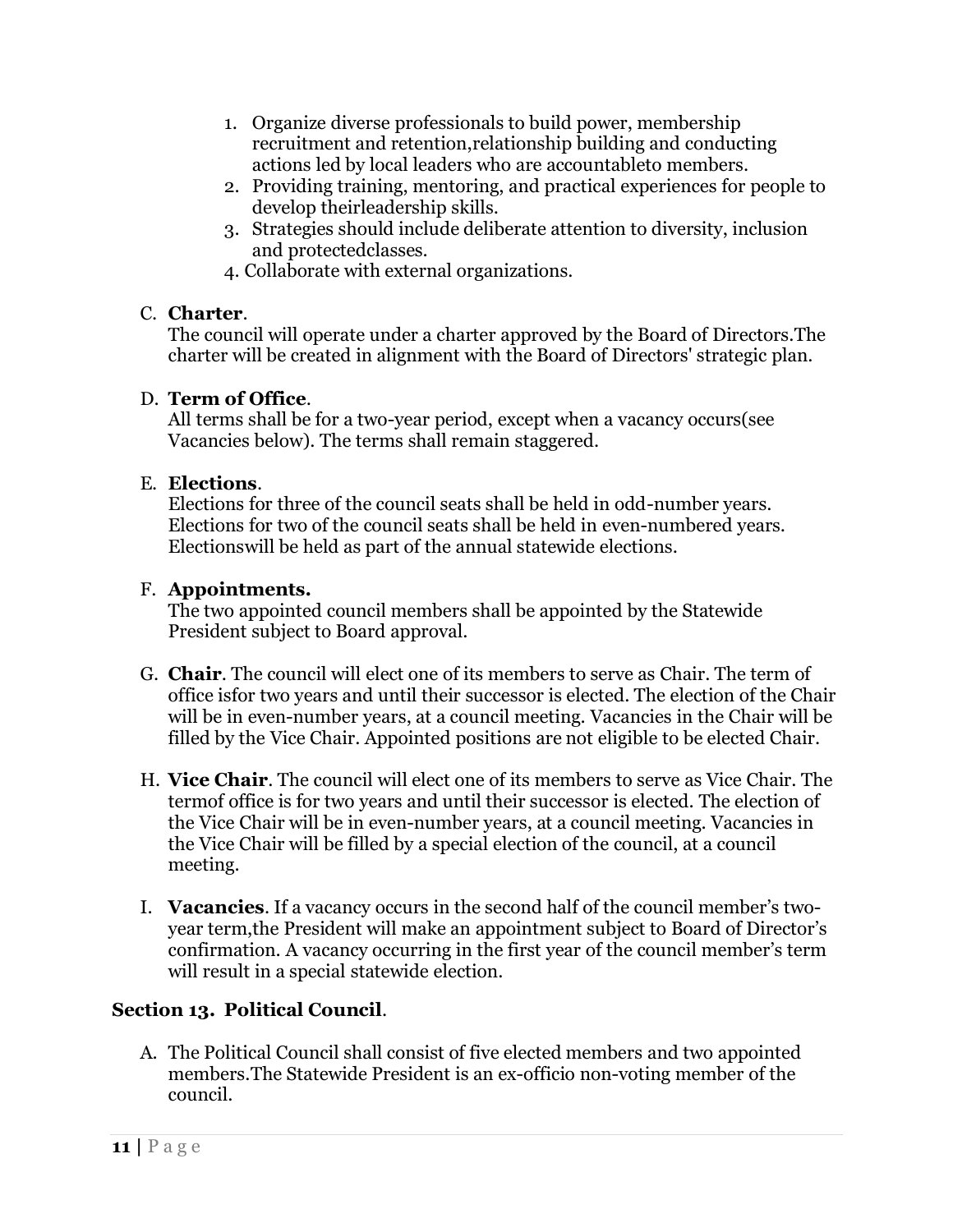1. Organize diverse professionals to build power, membership recruitment and retention,relationship building and conducting actions led by local leaders who are accountableto members.
2. Providing training, mentoring, and practical experiences for people to develop theirleadership skills.
3. Strategies should include deliberate attention to diversity, inclusion and protectedclasses.
4. Collaborate with external organizations.

C. **Charter**.
The council will operate under a charter approved by the Board of Directors.The charter will be created in alignment with the Board of Directors' strategic plan.

D. **Term of Office**.
All terms shall be for a two-year period, except when a vacancy occurs(see Vacancies below). The terms shall remain staggered.

E. **Elections**.
Elections for three of the council seats shall be held in odd-number years. Elections for two of the council seats shall be held in even-numbered years. Electionswill be held as part of the annual statewide elections.

F. **Appointments.**
The two appointed council members shall be appointed by the Statewide President subject to Board approval.

G. **Chair**. The council will elect one of its members to serve as Chair. The term of office isfor two years and until their successor is elected. The election of the Chair will be in even-number years, at a council meeting. Vacancies in the Chair will be filled by the Vice Chair. Appointed positions are not eligible to be elected Chair.

H. **Vice Chair**. The council will elect one of its members to serve as Vice Chair. The termof office is for two years and until their successor is elected. The election of the Vice Chair will be in even-number years, at a council meeting. Vacancies in the Vice Chair will be filled by a special election of the council, at a council meeting.

I. **Vacancies**. If a vacancy occurs in the second half of the council member's two-year term,the President will make an appointment subject to Board of Director's confirmation. A vacancy occurring in the first year of the council member's term will result in a special statewide election.

**Section 13. Political Council**.

A. The Political Council shall consist of five elected members and two appointed members.The Statewide President is an ex-officio non-voting member of the council.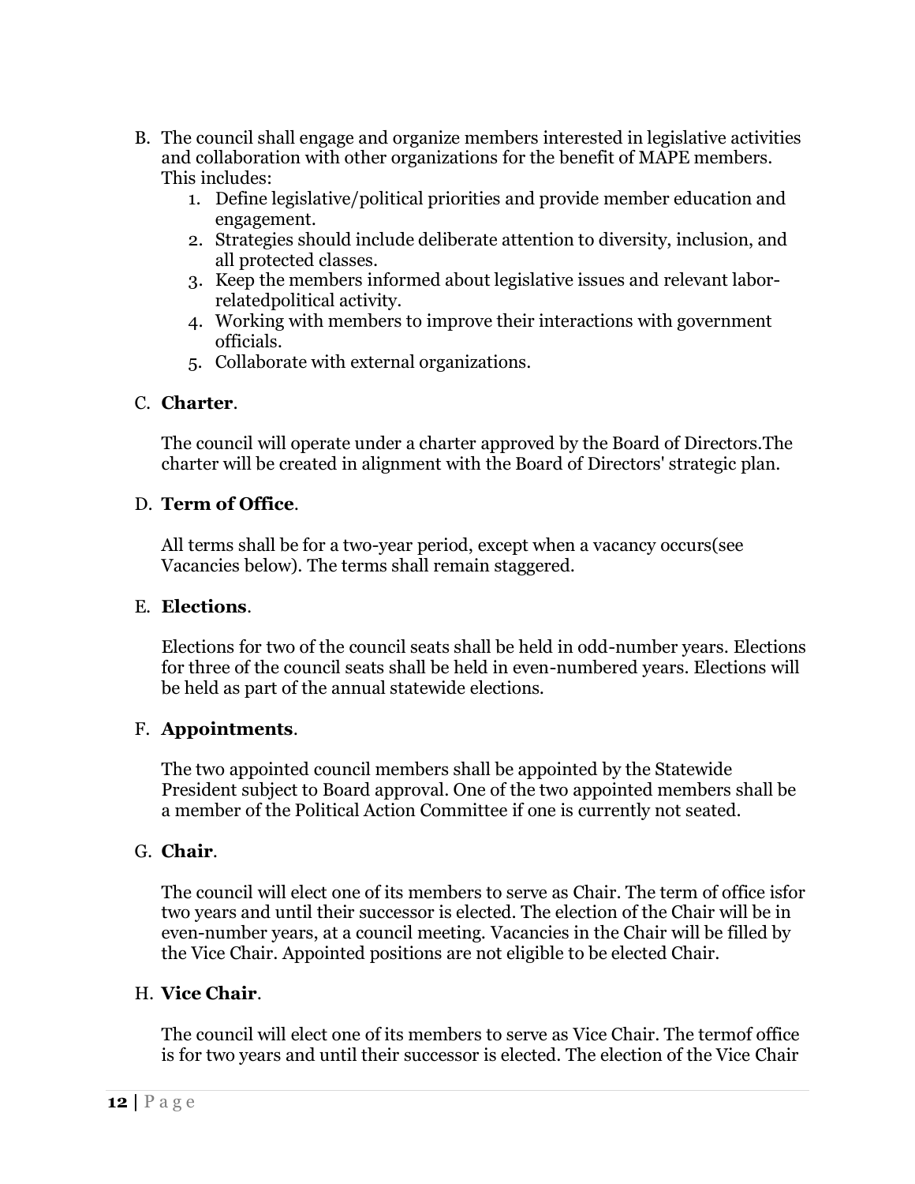B. The council shall engage and organize members interested in legislative activities and collaboration with other organizations for the benefit of MAPE members. This includes:
   1. Define legislative/political priorities and provide member education and engagement.
   2. Strategies should include deliberate attention to diversity, inclusion, and all protected classes.
   3. Keep the members informed about legislative issues and relevant labor-relatedpolitical activity.
   4. Working with members to improve their interactions with government officials.
   5. Collaborate with external organizations.

C. **Charter**.

   The council will operate under a charter approved by the Board of Directors.The charter will be created in alignment with the Board of Directors' strategic plan.

D. **Term of Office**.

   All terms shall be for a two-year period, except when a vacancy occurs(see Vacancies below). The terms shall remain staggered.

E. **Elections**.

   Elections for two of the council seats shall be held in odd-number years. Elections for three of the council seats shall be held in even-numbered years. Elections will be held as part of the annual statewide elections.

F. **Appointments**.

   The two appointed council members shall be appointed by the Statewide President subject to Board approval. One of the two appointed members shall be a member of the Political Action Committee if one is currently not seated.

G. **Chair**.

   The council will elect one of its members to serve as Chair. The term of office isfor two years and until their successor is elected. The election of the Chair will be in even-number years, at a council meeting. Vacancies in the Chair will be filled by the Vice Chair. Appointed positions are not eligible to be elected Chair.

H. **Vice Chair**.

   The council will elect one of its members to serve as Vice Chair. The termof office is for two years and until their successor is elected. The election of the Vice Chair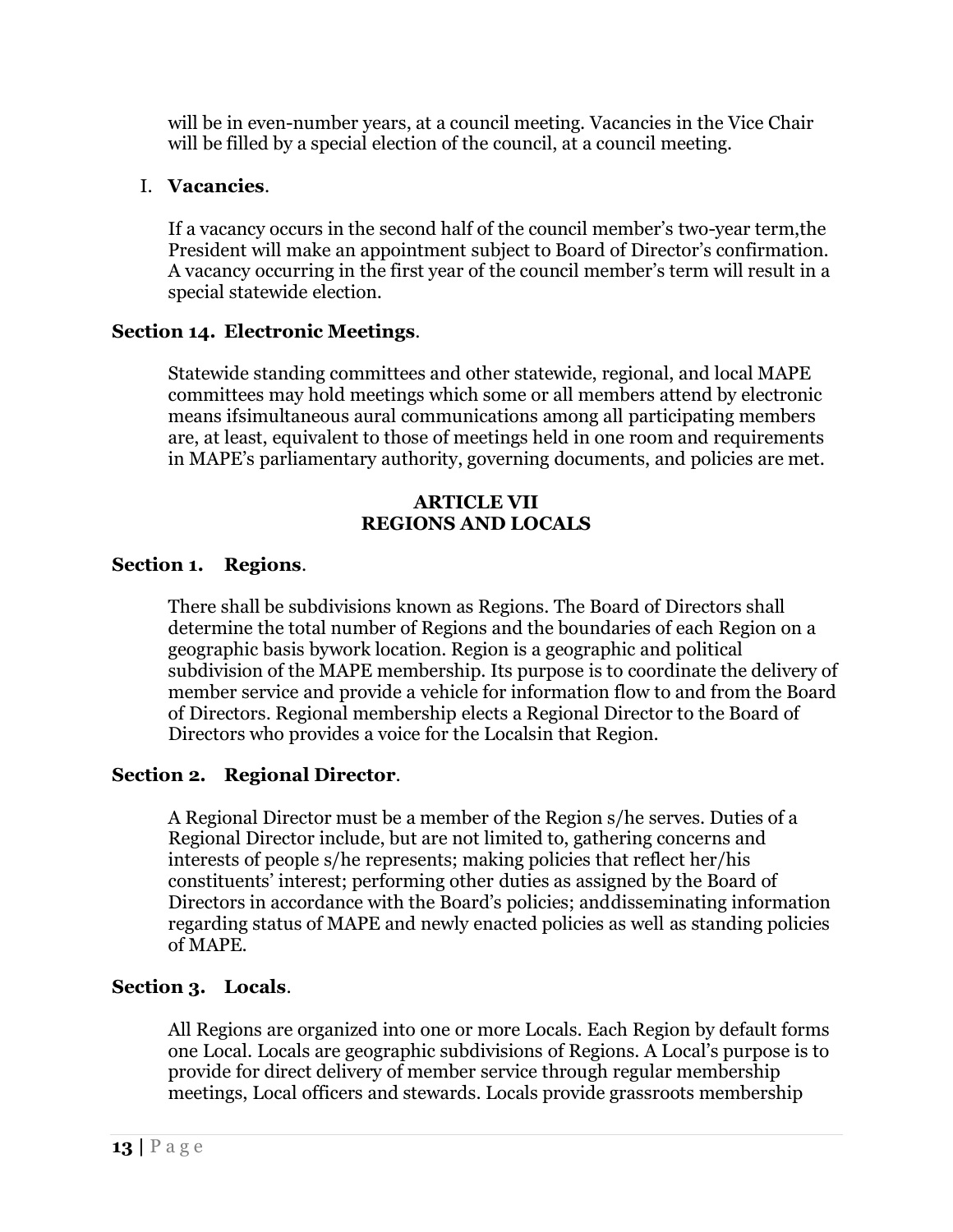will be in even-number years, at a council meeting. Vacancies in the Vice Chair will be filled by a special election of the council, at a council meeting.

I. **Vacancies**.

If a vacancy occurs in the second half of the council member's two-year term,the President will make an appointment subject to Board of Director's confirmation. A vacancy occurring in the first year of the council member's term will result in a special statewide election.

**Section 14. Electronic Meetings**.

Statewide standing committees and other statewide, regional, and local MAPE committees may hold meetings which some or all members attend by electronic means ifsimultaneous aural communications among all participating members are, at least, equivalent to those of meetings held in one room and requirements in MAPE's parliamentary authority, governing documents, and policies are met.

## ARTICLE VII
## REGIONS AND LOCALS

**Section 1. Regions**.

There shall be subdivisions known as Regions. The Board of Directors shall determine the total number of Regions and the boundaries of each Region on a geographic basis bywork location. Region is a geographic and political subdivision of the MAPE membership. Its purpose is to coordinate the delivery of member service and provide a vehicle for information flow to and from the Board of Directors. Regional membership elects a Regional Director to the Board of Directors who provides a voice for the Localsin that Region.

**Section 2. Regional Director**.

A Regional Director must be a member of the Region s/he serves. Duties of a Regional Director include, but are not limited to, gathering concerns and interests of people s/he represents; making policies that reflect her/his constituents' interest; performing other duties as assigned by the Board of Directors in accordance with the Board's policies; anddisseminating information regarding status of MAPE and newly enacted policies as well as standing policies of MAPE.

**Section 3. Locals**.

All Regions are organized into one or more Locals. Each Region by default forms one Local. Locals are geographic subdivisions of Regions. A Local's purpose is to provide for direct delivery of member service through regular membership meetings, Local officers and stewards. Locals provide grassroots membership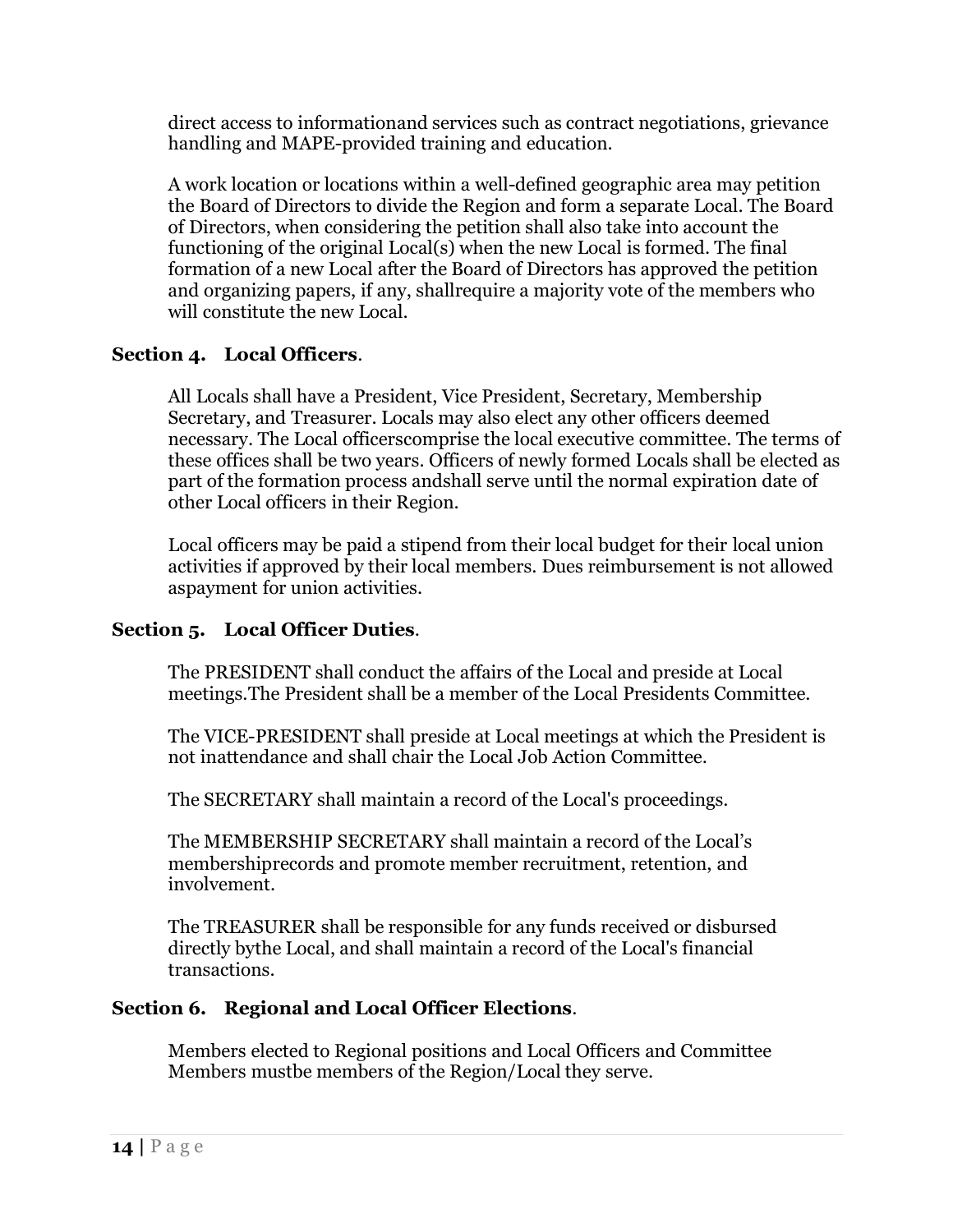direct access to informationand services such as contract negotiations, grievance handling and MAPE-provided training and education.

A work location or locations within a well-defined geographic area may petition the Board of Directors to divide the Region and form a separate Local. The Board of Directors, when considering the petition shall also take into account the functioning of the original Local(s) when the new Local is formed. The final formation of a new Local after the Board of Directors has approved the petition and organizing papers, if any, shallrequire a majority vote of the members who will constitute the new Local.

**Section 4. Local Officers**.

All Locals shall have a President, Vice President, Secretary, Membership Secretary, and Treasurer. Locals may also elect any other officers deemed necessary. The Local officerscomprise the local executive committee. The terms of these offices shall be two years. Officers of newly formed Locals shall be elected as part of the formation process andshall serve until the normal expiration date of other Local officers in their Region.

Local officers may be paid a stipend from their local budget for their local union activities if approved by their local members. Dues reimbursement is not allowed aspayment for union activities.

**Section 5. Local Officer Duties**.

The PRESIDENT shall conduct the affairs of the Local and preside at Local meetings.The President shall be a member of the Local Presidents Committee.

The VICE-PRESIDENT shall preside at Local meetings at which the President is not inattendance and shall chair the Local Job Action Committee.

The SECRETARY shall maintain a record of the Local's proceedings.

The MEMBERSHIP SECRETARY shall maintain a record of the Local's membershiprecords and promote member recruitment, retention, and involvement.

The TREASURER shall be responsible for any funds received or disbursed directly bythe Local, and shall maintain a record of the Local's financial transactions.

**Section 6. Regional and Local Officer Elections**.

Members elected to Regional positions and Local Officers and Committee Members mustbe members of the Region/Local they serve.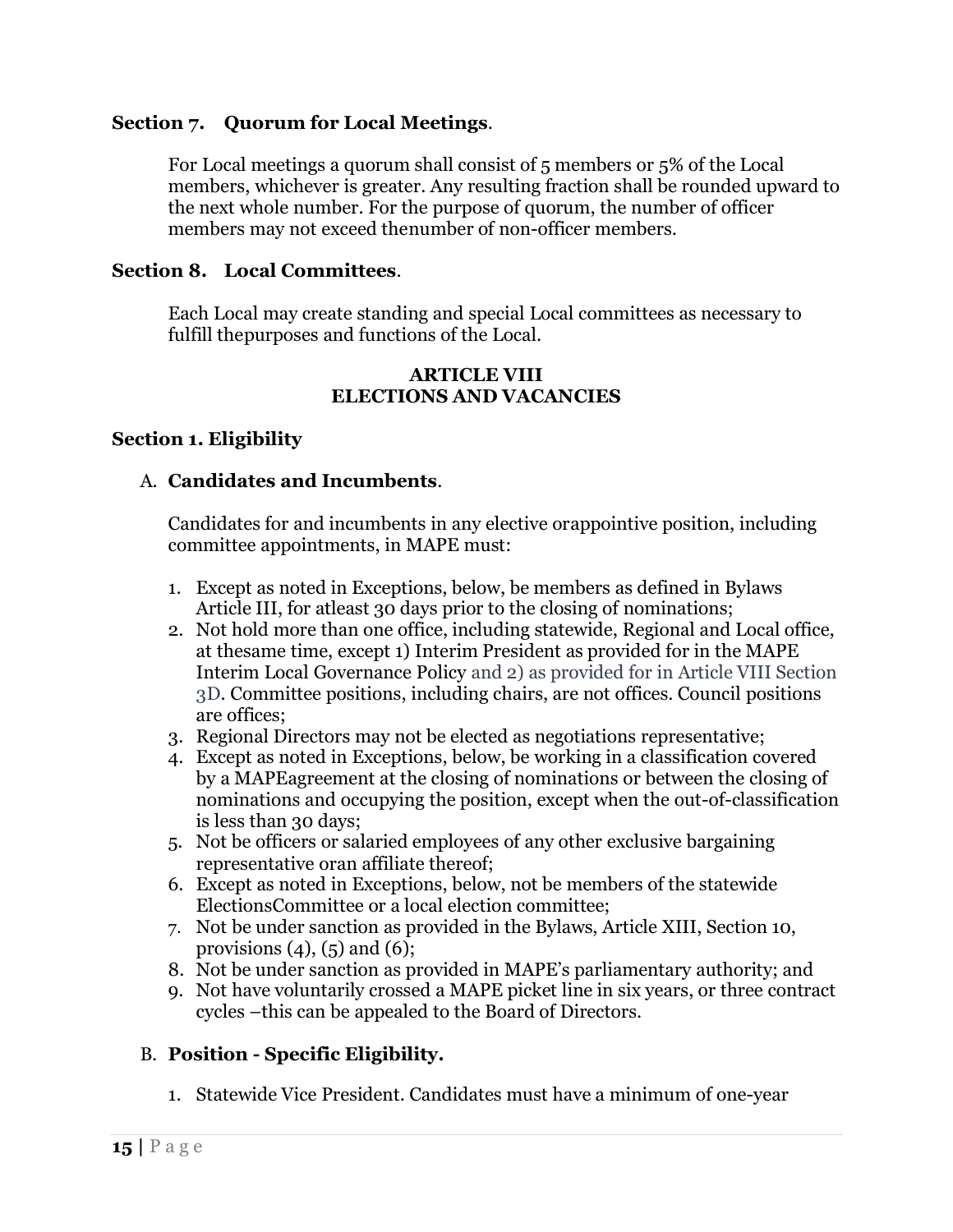### Section 7. Quorum for Local Meetings.

For Local meetings a quorum shall consist of 5 members or 5% of the Local members, whichever is greater. Any resulting fraction shall be rounded upward to the next whole number. For the purpose of quorum, the number of officer members may not exceed thenumber of non-officer members.

### Section 8. Local Committees.

Each Local may create standing and special Local committees as necessary to fulfill thepurposes and functions of the Local.

## ARTICLE VIII
## ELECTIONS AND VACANCIES

### Section 1. Eligibility

A. **Candidates and Incumbents**.

Candidates for and incumbents in any elective orappointive position, including committee appointments, in MAPE must:

1. Except as noted in Exceptions, below, be members as defined in Bylaws Article III, for atleast 30 days prior to the closing of nominations;
2. Not hold more than one office, including statewide, Regional and Local office, at thesame time, except 1) Interim President as provided for in the MAPE Interim Local Governance Policy and 2) as provided for in Article VIII Section 3D. Committee positions, including chairs, are not offices. Council positions are offices;
3. Regional Directors may not be elected as negotiations representative;
4. Except as noted in Exceptions, below, be working in a classification covered by a MAPEagreement at the closing of nominations or between the closing of nominations and occupying the position, except when the out-of-classification is less than 30 days;
5. Not be officers or salaried employees of any other exclusive bargaining representative oran affiliate thereof;
6. Except as noted in Exceptions, below, not be members of the statewide ElectionsCommittee or a local election committee;
7. Not be under sanction as provided in the Bylaws, Article XIII, Section 10, provisions (4), (5) and (6);
8. Not be under sanction as provided in MAPE's parliamentary authority; and
9. Not have voluntarily crossed a MAPE picket line in six years, or three contract cycles –this can be appealed to the Board of Directors.

B. **Position - Specific Eligibility.**

1. Statewide Vice President. Candidates must have a minimum of one-year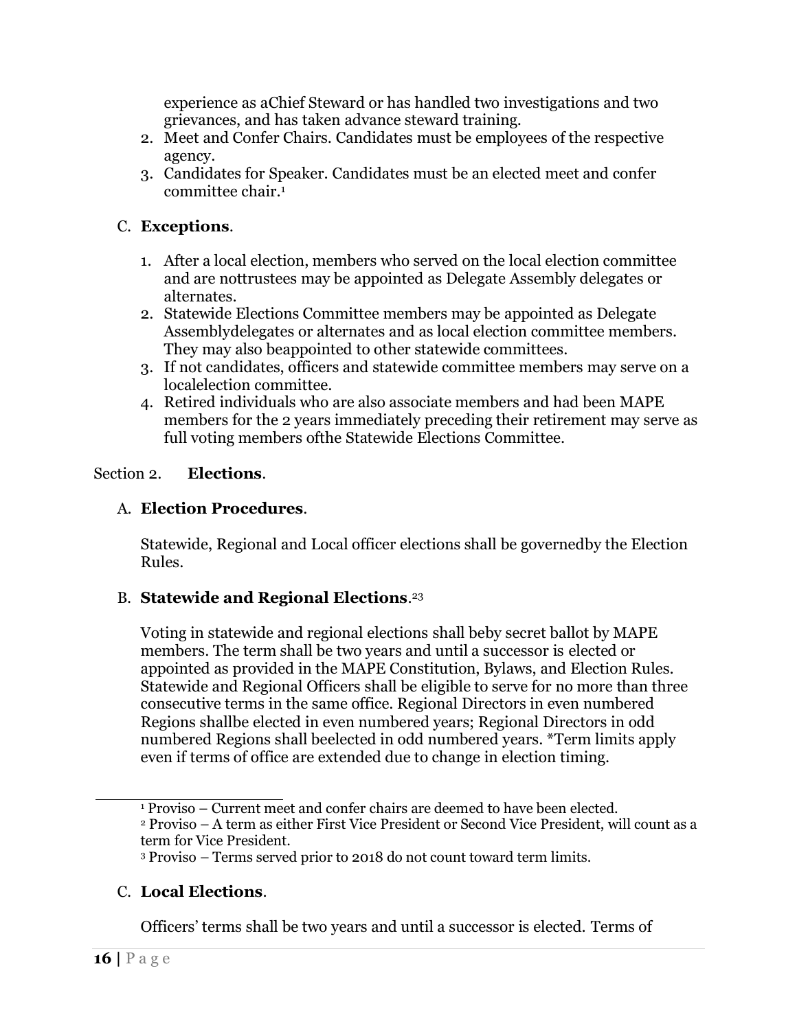experience as aChief Steward or has handled two investigations and two grievances, and has taken advance steward training.

2. Meet and Confer Chairs. Candidates must be employees of the respective agency.
3. Candidates for Speaker. Candidates must be an elected meet and confer committee chair.[1]

C. **Exceptions**.

1. After a local election, members who served on the local election committee and are nottrustees may be appointed as Delegate Assembly delegates or alternates.
2. Statewide Elections Committee members may be appointed as Delegate Assemblydelegates or alternates and as local election committee members. They may also beappointed to other statewide committees.
3. If not candidates, officers and statewide committee members may serve on a localelection committee.
4. Retired individuals who are also associate members and had been MAPE members for the 2 years immediately preceding their retirement may serve as full voting members ofthe Statewide Elections Committee.

Section 2. **Elections**.

A. **Election Procedures**.

Statewide, Regional and Local officer elections shall be governedby the Election Rules.

B. **Statewide and Regional Elections**.[2,3]

Voting in statewide and regional elections shall beby secret ballot by MAPE members. The term shall be two years and until a successor is elected or appointed as provided in the MAPE Constitution, Bylaws, and Election Rules. Statewide and Regional Officers shall be eligible to serve for no more than three consecutive terms in the same office. Regional Directors in even numbered Regions shallbe elected in even numbered years; Regional Directors in odd numbered Regions shall beelected in odd numbered years. *Term limits apply even if terms of office are extended due to change in election timing.

[1] Proviso – Current meet and confer chairs are deemed to have been elected.

[2] Proviso – A term as either First Vice President or Second Vice President, will count as a term for Vice President.

[3] Proviso – Terms served prior to 2018 do not count toward term limits.

C. **Local Elections**.

Officers' terms shall be two years and until a successor is elected. Terms of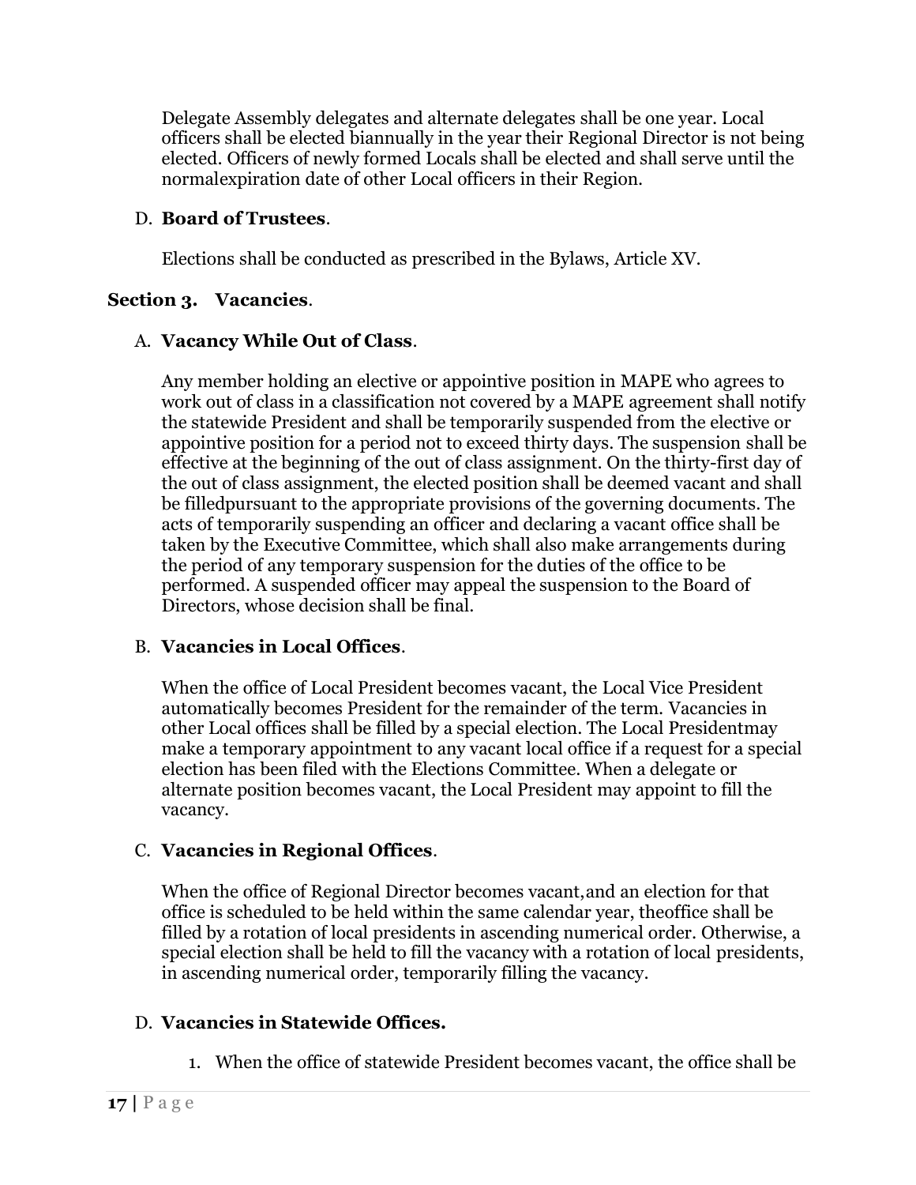Delegate Assembly delegates and alternate delegates shall be one year. Local officers shall be elected biannually in the year their Regional Director is not being elected. Officers of newly formed Locals shall be elected and shall serve until the normalexpiration date of other Local officers in their Region.

D. **Board of Trustees**.

Elections shall be conducted as prescribed in the Bylaws, Article XV.

**Section 3. Vacancies**.

A. **Vacancy While Out of Class**.

Any member holding an elective or appointive position in MAPE who agrees to work out of class in a classification not covered by a MAPE agreement shall notify the statewide President and shall be temporarily suspended from the elective or appointive position for a period not to exceed thirty days. The suspension shall be effective at the beginning of the out of class assignment. On the thirty-first day of the out of class assignment, the elected position shall be deemed vacant and shall be filledpursuant to the appropriate provisions of the governing documents. The acts of temporarily suspending an officer and declaring a vacant office shall be taken by the Executive Committee, which shall also make arrangements during the period of any temporary suspension for the duties of the office to be performed. A suspended officer may appeal the suspension to the Board of Directors, whose decision shall be final.

B. **Vacancies in Local Offices**.

When the office of Local President becomes vacant, the Local Vice President automatically becomes President for the remainder of the term. Vacancies in other Local offices shall be filled by a special election. The Local Presidentmay make a temporary appointment to any vacant local office if a request for a special election has been filed with the Elections Committee. When a delegate or alternate position becomes vacant, the Local President may appoint to fill the vacancy.

C. **Vacancies in Regional Offices**.

When the office of Regional Director becomes vacant,and an election for that office is scheduled to be held within the same calendar year, theoffice shall be filled by a rotation of local presidents in ascending numerical order. Otherwise, a special election shall be held to fill the vacancy with a rotation of local presidents, in ascending numerical order, temporarily filling the vacancy.

D. **Vacancies in Statewide Offices.**

1. When the office of statewide President becomes vacant, the office shall be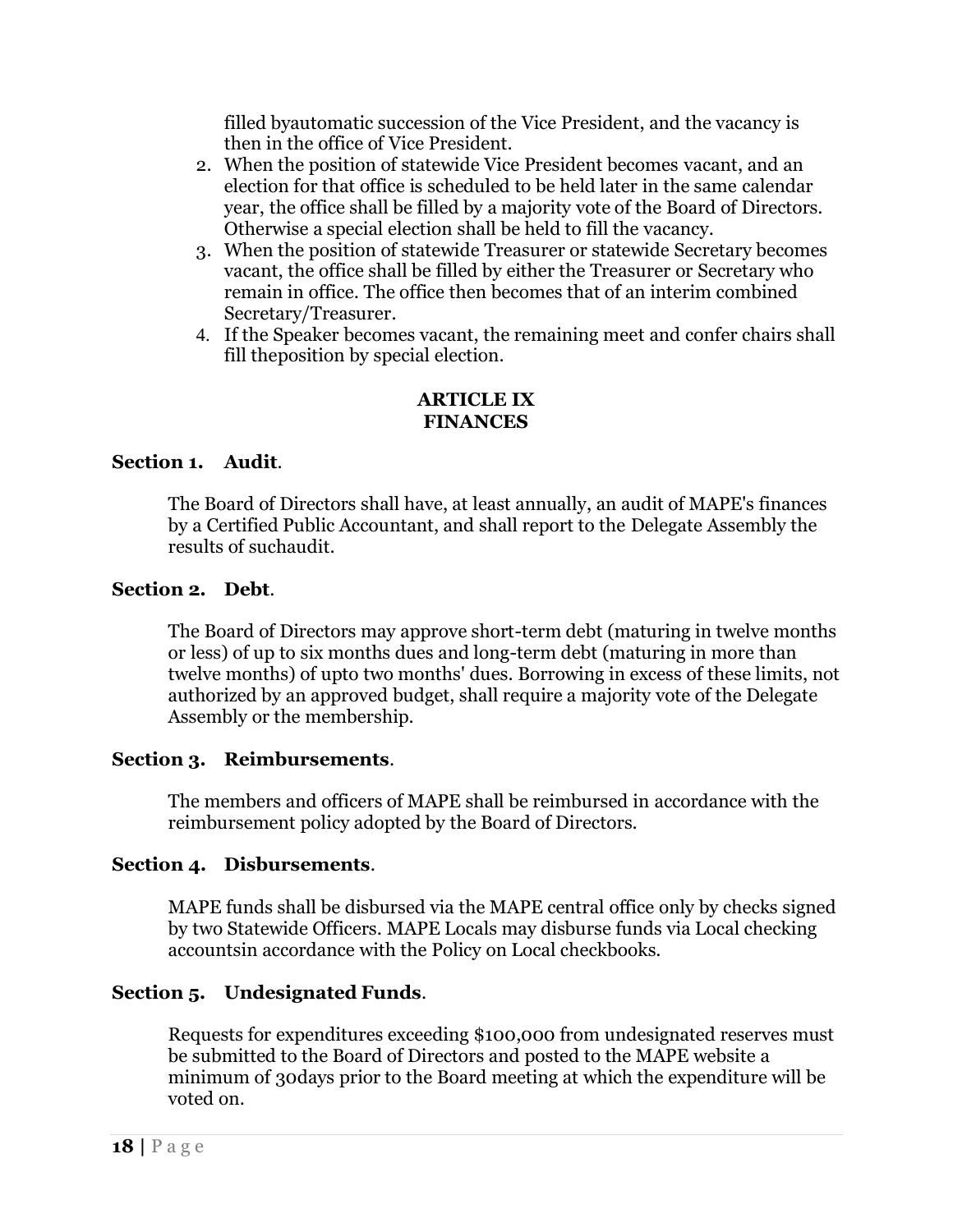filled byautomatic succession of the Vice President, and the vacancy is then in the office of Vice President.

2. When the position of statewide Vice President becomes vacant, and an election for that office is scheduled to be held later in the same calendar year, the office shall be filled by a majority vote of the Board of Directors. Otherwise a special election shall be held to fill the vacancy.
3. When the position of statewide Treasurer or statewide Secretary becomes vacant, the office shall be filled by either the Treasurer or Secretary who remain in office. The office then becomes that of an interim combined Secretary/Treasurer.
4. If the Speaker becomes vacant, the remaining meet and confer chairs shall fill theposition by special election.

## ARTICLE IX
## FINANCES

### Section 1. Audit.

The Board of Directors shall have, at least annually, an audit of MAPE's finances by a Certified Public Accountant, and shall report to the Delegate Assembly the results of suchaudit.

### Section 2. Debt.

The Board of Directors may approve short-term debt (maturing in twelve months or less) of up to six months dues and long-term debt (maturing in more than twelve months) of upto two months' dues. Borrowing in excess of these limits, not authorized by an approved budget, shall require a majority vote of the Delegate Assembly or the membership.

### Section 3. Reimbursements.

The members and officers of MAPE shall be reimbursed in accordance with the reimbursement policy adopted by the Board of Directors.

### Section 4. Disbursements.

MAPE funds shall be disbursed via the MAPE central office only by checks signed by two Statewide Officers. MAPE Locals may disburse funds via Local checking accountsin accordance with the Policy on Local checkbooks.

### Section 5. Undesignated Funds.

Requests for expenditures exceeding $100,000 from undesignated reserves must be submitted to the Board of Directors and posted to the MAPE website a minimum of 30days prior to the Board meeting at which the expenditure will be voted on.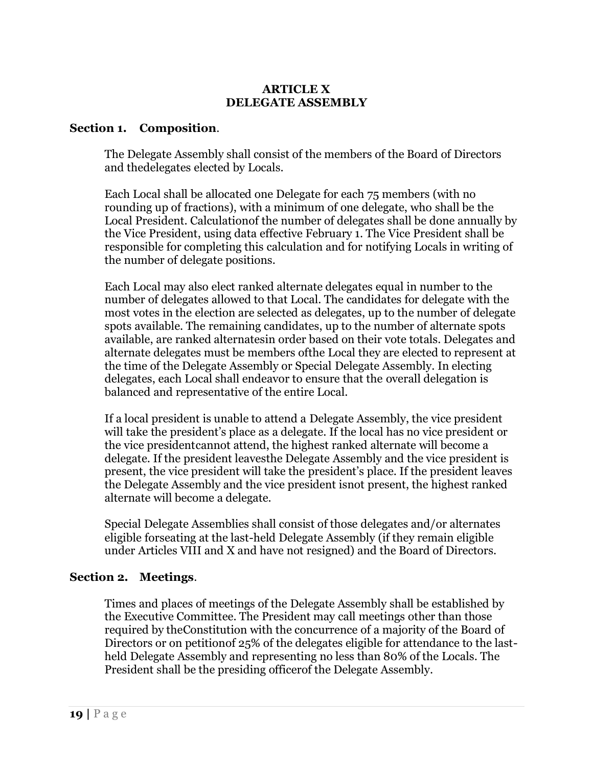## ARTICLE X
## DELEGATE ASSEMBLY

### Section 1. Composition.

The Delegate Assembly shall consist of the members of the Board of Directors and thedelegates elected by Locals.

Each Local shall be allocated one Delegate for each 75 members (with no rounding up of fractions), with a minimum of one delegate, who shall be the Local President. Calculationof the number of delegates shall be done annually by the Vice President, using data effective February 1. The Vice President shall be responsible for completing this calculation and for notifying Locals in writing of the number of delegate positions.

Each Local may also elect ranked alternate delegates equal in number to the number of delegates allowed to that Local. The candidates for delegate with the most votes in the election are selected as delegates, up to the number of delegate spots available. The remaining candidates, up to the number of alternate spots available, are ranked alternatesin order based on their vote totals. Delegates and alternate delegates must be members ofthe Local they are elected to represent at the time of the Delegate Assembly or Special Delegate Assembly. In electing delegates, each Local shall endeavor to ensure that the overall delegation is balanced and representative of the entire Local.

If a local president is unable to attend a Delegate Assembly, the vice president will take the president's place as a delegate. If the local has no vice president or the vice presidentcannot attend, the highest ranked alternate will become a delegate. If the president leavesthe Delegate Assembly and the vice president is present, the vice president will take the president's place. If the president leaves the Delegate Assembly and the vice president isnot present, the highest ranked alternate will become a delegate.

Special Delegate Assemblies shall consist of those delegates and/or alternates eligible forseating at the last-held Delegate Assembly (if they remain eligible under Articles VIII and X and have not resigned) and the Board of Directors.

### Section 2. Meetings.

Times and places of meetings of the Delegate Assembly shall be established by the Executive Committee. The President may call meetings other than those required by theConstitution with the concurrence of a majority of the Board of Directors or on petitionof 25% of the delegates eligible for attendance to the last-held Delegate Assembly and representing no less than 80% of the Locals. The President shall be the presiding officerof the Delegate Assembly.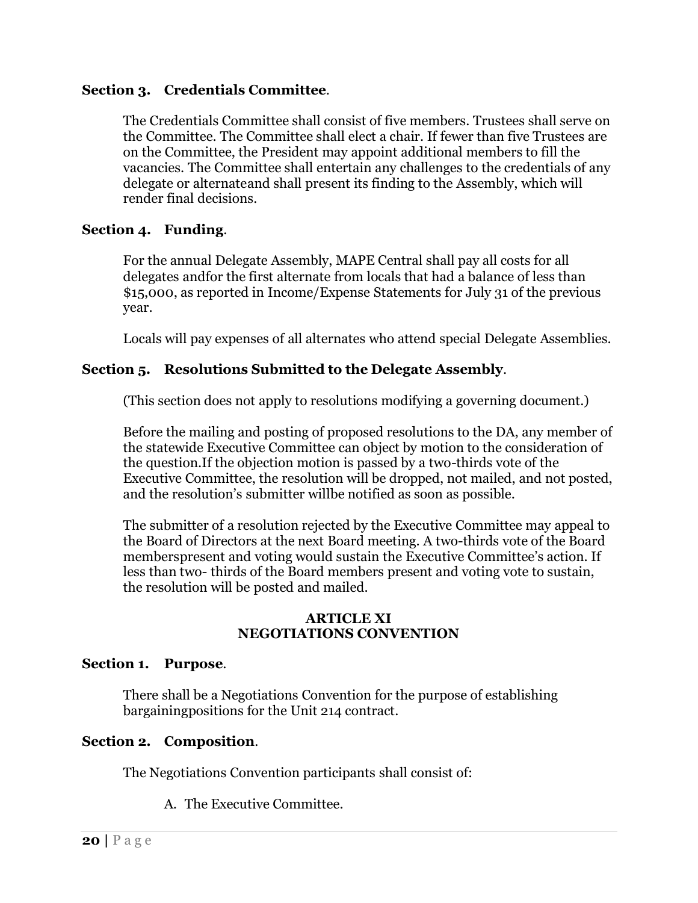**Section 3. Credentials Committee**.

The Credentials Committee shall consist of five members. Trustees shall serve on the Committee. The Committee shall elect a chair. If fewer than five Trustees are on the Committee, the President may appoint additional members to fill the vacancies. The Committee shall entertain any challenges to the credentials of any delegate or alternateand shall present its finding to the Assembly, which will render final decisions.

**Section 4. Funding**.

For the annual Delegate Assembly, MAPE Central shall pay all costs for all delegates andfor the first alternate from locals that had a balance of less than $15,000, as reported in Income/Expense Statements for July 31 of the previous year.

Locals will pay expenses of all alternates who attend special Delegate Assemblies.

**Section 5. Resolutions Submitted to the Delegate Assembly**.

(This section does not apply to resolutions modifying a governing document.)

Before the mailing and posting of proposed resolutions to the DA, any member of the statewide Executive Committee can object by motion to the consideration of the question.If the objection motion is passed by a two-thirds vote of the Executive Committee, the resolution will be dropped, not mailed, and not posted, and the resolution's submitter willbe notified as soon as possible.

The submitter of a resolution rejected by the Executive Committee may appeal to the Board of Directors at the next Board meeting. A two-thirds vote of the Board memberspresent and voting would sustain the Executive Committee's action. If less than two- thirds of the Board members present and voting vote to sustain, the resolution will be posted and mailed.

## ARTICLE XI
## NEGOTIATIONS CONVENTION

**Section 1. Purpose**.

There shall be a Negotiations Convention for the purpose of establishing bargainingpositions for the Unit 214 contract.

**Section 2. Composition**.

The Negotiations Convention participants shall consist of:

A. The Executive Committee.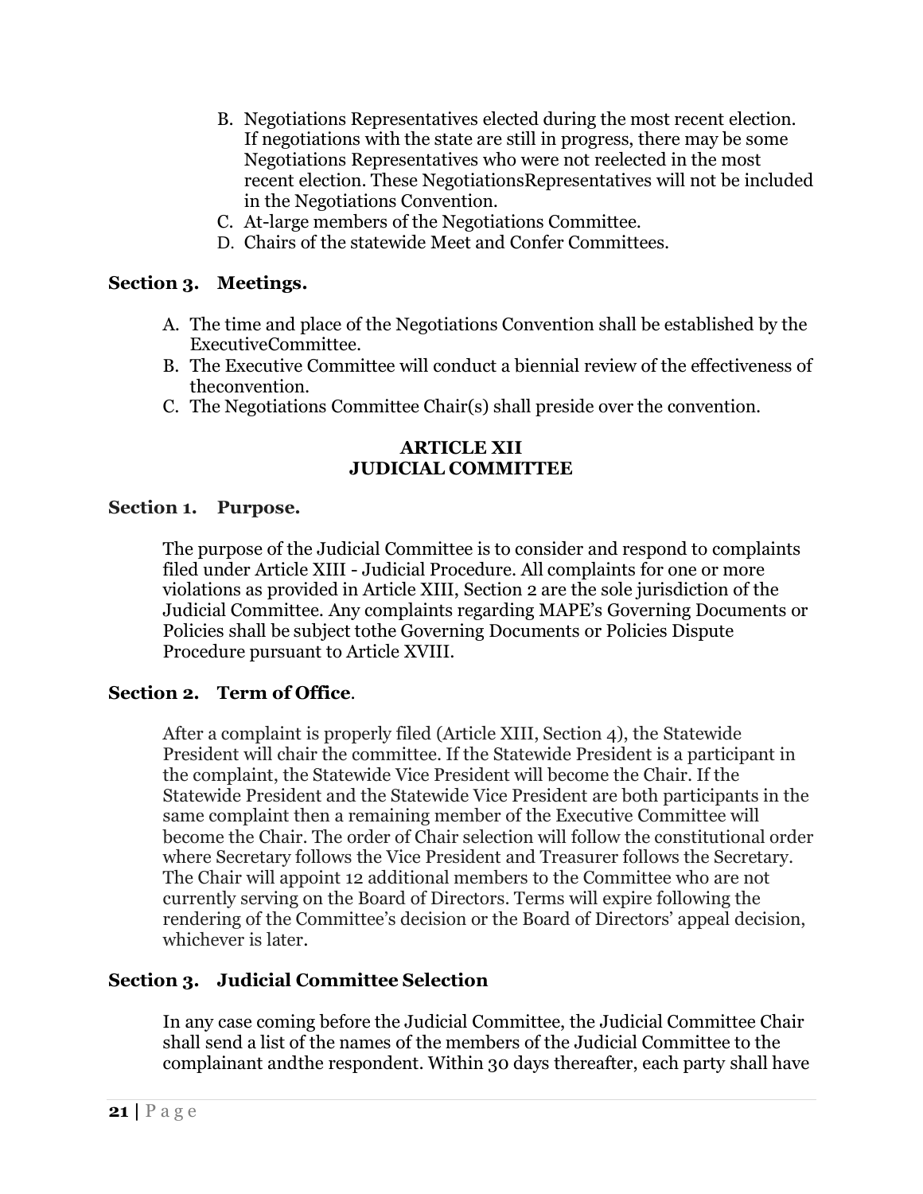B. Negotiations Representatives elected during the most recent election. If negotiations with the state are still in progress, there may be some Negotiations Representatives who were not reelected in the most recent election. These NegotiationsRepresentatives will not be included in the Negotiations Convention.
C. At-large members of the Negotiations Committee.
D. Chairs of the statewide Meet and Confer Committees.

**Section 3. Meetings.**

A. The time and place of the Negotiations Convention shall be established by the ExecutiveCommittee.
B. The Executive Committee will conduct a biennial review of the effectiveness of theconvention.
C. The Negotiations Committee Chair(s) shall preside over the convention.

## ARTICLE XII
## JUDICIAL COMMITTEE

**Section 1. Purpose.**

The purpose of the Judicial Committee is to consider and respond to complaints filed under Article XIII - Judicial Procedure. All complaints for one or more violations as provided in Article XIII, Section 2 are the sole jurisdiction of the Judicial Committee. Any complaints regarding MAPE's Governing Documents or Policies shall be subject tothe Governing Documents or Policies Dispute Procedure pursuant to Article XVIII.

**Section 2. Term of Office**.

After a complaint is properly filed (Article XIII, Section 4), the Statewide President will chair the committee. If the Statewide President is a participant in the complaint, the Statewide Vice President will become the Chair. If the Statewide President and the Statewide Vice President are both participants in the same complaint then a remaining member of the Executive Committee will become the Chair. The order of Chair selection will follow the constitutional order where Secretary follows the Vice President and Treasurer follows the Secretary. The Chair will appoint 12 additional members to the Committee who are not currently serving on the Board of Directors. Terms will expire following the rendering of the Committee's decision or the Board of Directors' appeal decision, whichever is later.

**Section 3. Judicial Committee Selection**

In any case coming before the Judicial Committee, the Judicial Committee Chair shall send a list of the names of the members of the Judicial Committee to the complainant andthe respondent. Within 30 days thereafter, each party shall have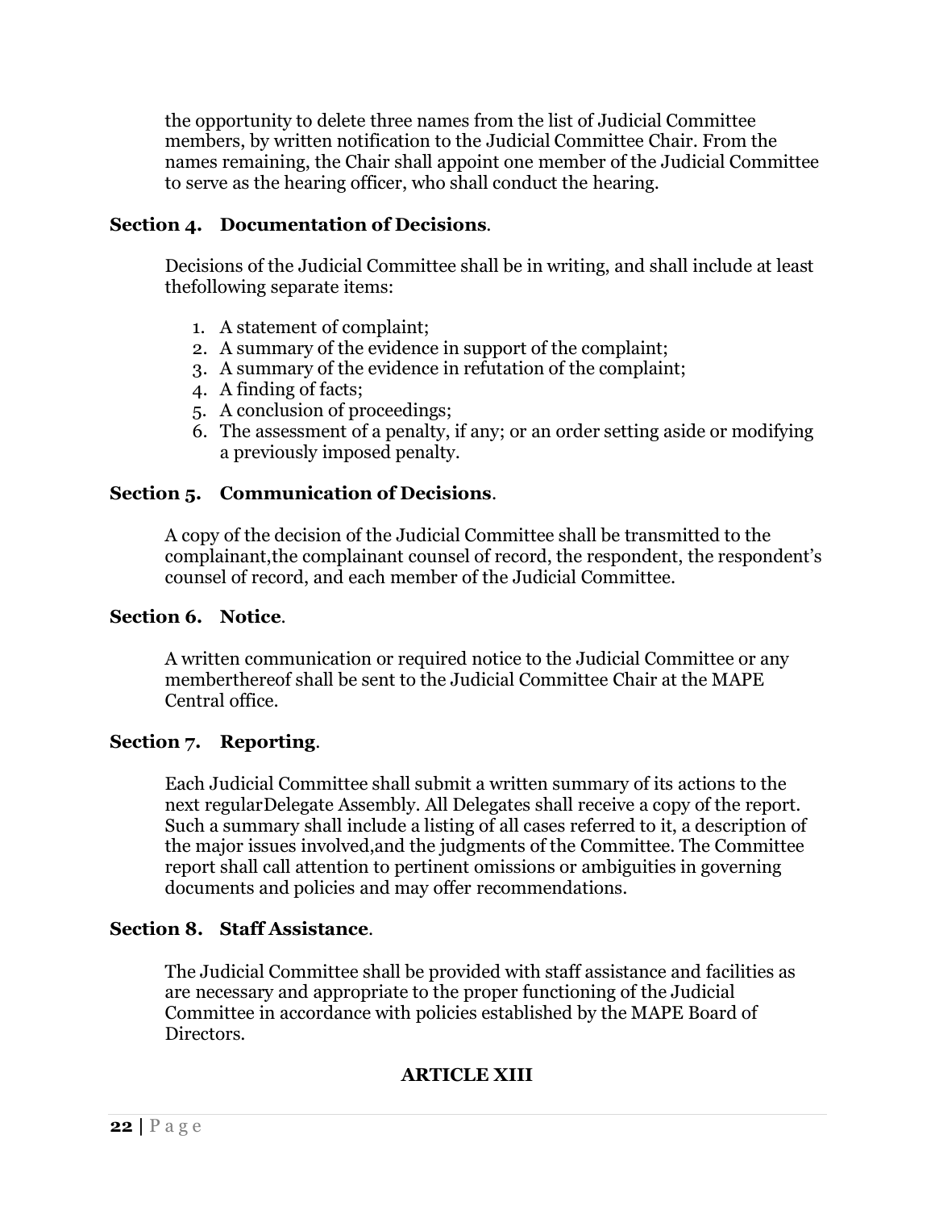the opportunity to delete three names from the list of Judicial Committee members, by written notification to the Judicial Committee Chair. From the names remaining, the Chair shall appoint one member of the Judicial Committee to serve as the hearing officer, who shall conduct the hearing.

**Section 4. Documentation of Decisions**.

Decisions of the Judicial Committee shall be in writing, and shall include at least thefollowing separate items:

1. A statement of complaint;
2. A summary of the evidence in support of the complaint;
3. A summary of the evidence in refutation of the complaint;
4. A finding of facts;
5. A conclusion of proceedings;
6. The assessment of a penalty, if any; or an order setting aside or modifying a previously imposed penalty.

**Section 5. Communication of Decisions**.

A copy of the decision of the Judicial Committee shall be transmitted to the complainant,the complainant counsel of record, the respondent, the respondent's counsel of record, and each member of the Judicial Committee.

**Section 6. Notice**.

A written communication or required notice to the Judicial Committee or any memberthereof shall be sent to the Judicial Committee Chair at the MAPE Central office.

**Section 7. Reporting**.

Each Judicial Committee shall submit a written summary of its actions to the next regularDelegate Assembly. All Delegates shall receive a copy of the report. Such a summary shall include a listing of all cases referred to it, a description of the major issues involved,and the judgments of the Committee. The Committee report shall call attention to pertinent omissions or ambiguities in governing documents and policies and may offer recommendations.

**Section 8. Staff Assistance**.

The Judicial Committee shall be provided with staff assistance and facilities as are necessary and appropriate to the proper functioning of the Judicial Committee in accordance with policies established by the MAPE Board of Directors.

## ARTICLE XIII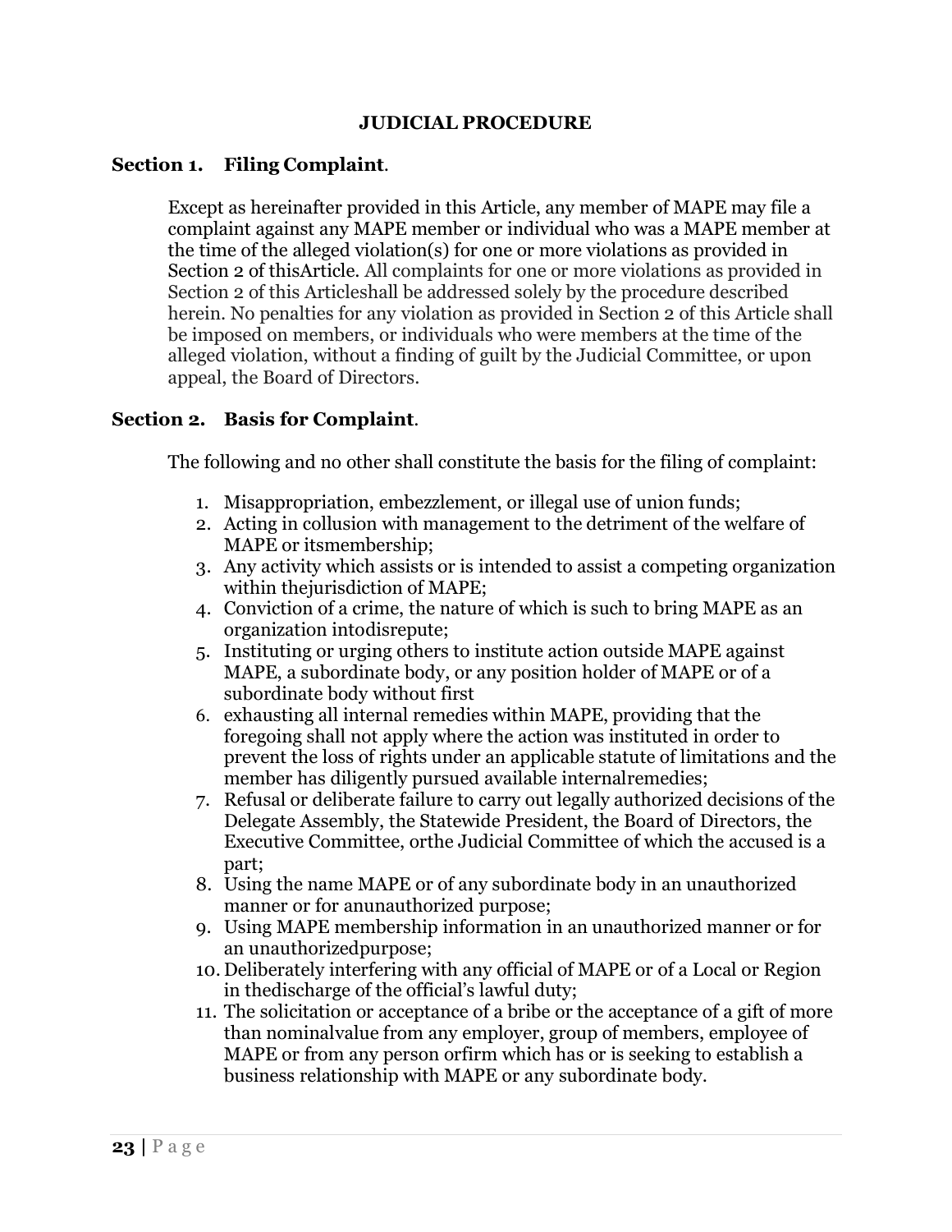## JUDICIAL PROCEDURE

### Section 1. Filing Complaint.

Except as hereinafter provided in this Article, any member of MAPE may file a complaint against any MAPE member or individual who was a MAPE member at the time of the alleged violation(s) for one or more violations as provided in Section 2 of thisArticle. All complaints for one or more violations as provided in Section 2 of this Articleshall be addressed solely by the procedure described herein. No penalties for any violation as provided in Section 2 of this Article shall be imposed on members, or individuals who were members at the time of the alleged violation, without a finding of guilt by the Judicial Committee, or upon appeal, the Board of Directors.

### Section 2. Basis for Complaint.

The following and no other shall constitute the basis for the filing of complaint:

1. Misappropriation, embezzlement, or illegal use of union funds;
2. Acting in collusion with management to the detriment of the welfare of MAPE or itsmembership;
3. Any activity which assists or is intended to assist a competing organization within thejurisdiction of MAPE;
4. Conviction of a crime, the nature of which is such to bring MAPE as an organization intodisrepute;
5. Instituting or urging others to institute action outside MAPE against MAPE, a subordinate body, or any position holder of MAPE or of a subordinate body without first
6. exhausting all internal remedies within MAPE, providing that the foregoing shall not apply where the action was instituted in order to prevent the loss of rights under an applicable statute of limitations and the member has diligently pursued available internalremedies;
7. Refusal or deliberate failure to carry out legally authorized decisions of the Delegate Assembly, the Statewide President, the Board of Directors, the Executive Committee, orthe Judicial Committee of which the accused is a part;
8. Using the name MAPE or of any subordinate body in an unauthorized manner or for anunauthorized purpose;
9. Using MAPE membership information in an unauthorized manner or for an unauthorizedpurpose;
10. Deliberately interfering with any official of MAPE or of a Local or Region in thedischarge of the official's lawful duty;
11. The solicitation or acceptance of a bribe or the acceptance of a gift of more than nominalvalue from any employer, group of members, employee of MAPE or from any person orfirm which has or is seeking to establish a business relationship with MAPE or any subordinate body.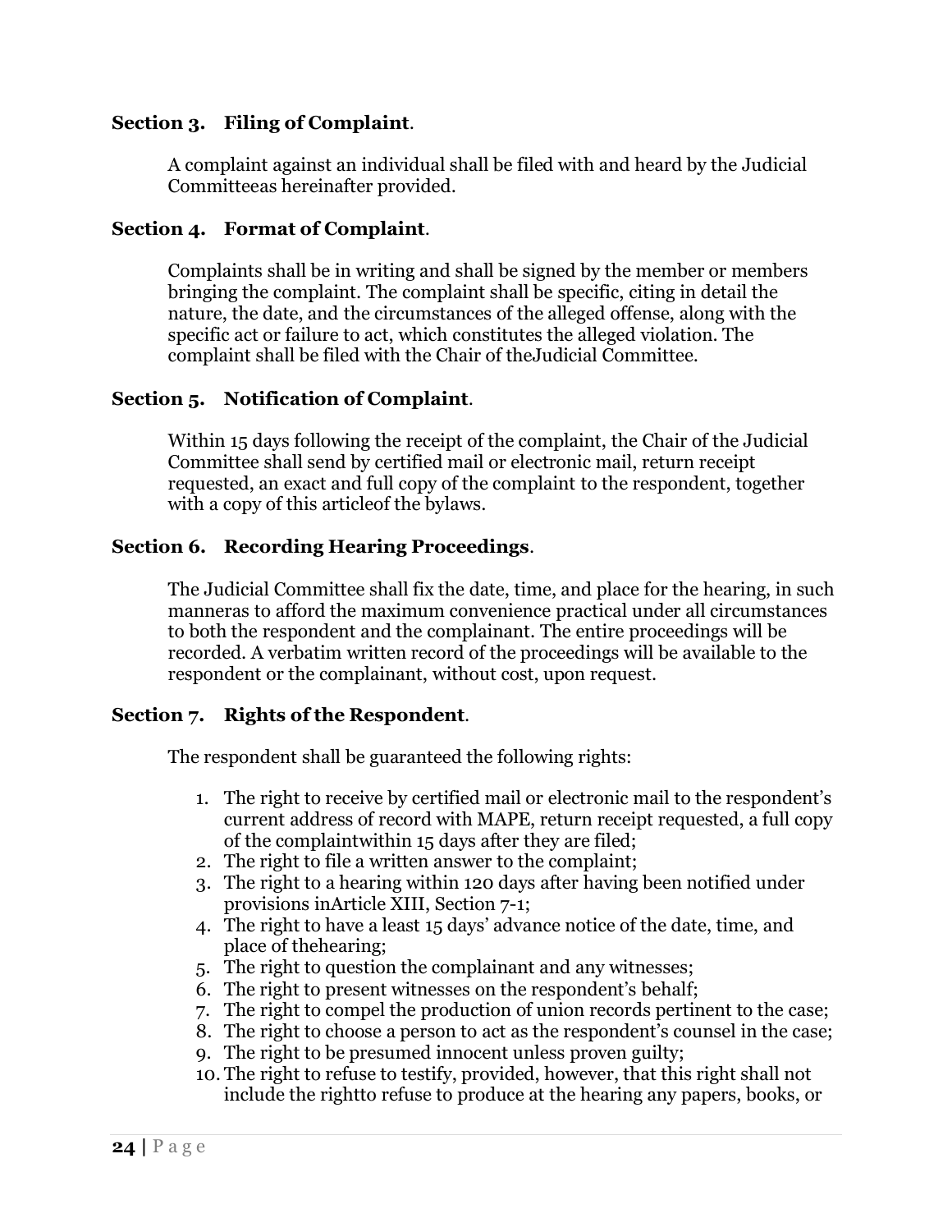## Section 3. Filing of Complaint.

A complaint against an individual shall be filed with and heard by the Judicial Committeeas hereinafter provided.

## Section 4. Format of Complaint.

Complaints shall be in writing and shall be signed by the member or members bringing the complaint. The complaint shall be specific, citing in detail the nature, the date, and the circumstances of the alleged offense, along with the specific act or failure to act, which constitutes the alleged violation. The complaint shall be filed with the Chair of theJudicial Committee.

## Section 5. Notification of Complaint.

Within 15 days following the receipt of the complaint, the Chair of the Judicial Committee shall send by certified mail or electronic mail, return receipt requested, an exact and full copy of the complaint to the respondent, together with a copy of this articleof the bylaws.

## Section 6. Recording Hearing Proceedings.

The Judicial Committee shall fix the date, time, and place for the hearing, in such manneras to afford the maximum convenience practical under all circumstances to both the respondent and the complainant. The entire proceedings will be recorded. A verbatim written record of the proceedings will be available to the respondent or the complainant, without cost, upon request.

## Section 7. Rights of the Respondent.

The respondent shall be guaranteed the following rights:

1. The right to receive by certified mail or electronic mail to the respondent's current address of record with MAPE, return receipt requested, a full copy of the complaintwithin 15 days after they are filed;
2. The right to file a written answer to the complaint;
3. The right to a hearing within 120 days after having been notified under provisions inArticle XIII, Section 7-1;
4. The right to have a least 15 days' advance notice of the date, time, and place of thehearing;
5. The right to question the complainant and any witnesses;
6. The right to present witnesses on the respondent's behalf;
7. The right to compel the production of union records pertinent to the case;
8. The right to choose a person to act as the respondent's counsel in the case;
9. The right to be presumed innocent unless proven guilty;
10. The right to refuse to testify, provided, however, that this right shall not include the rightto refuse to produce at the hearing any papers, books, or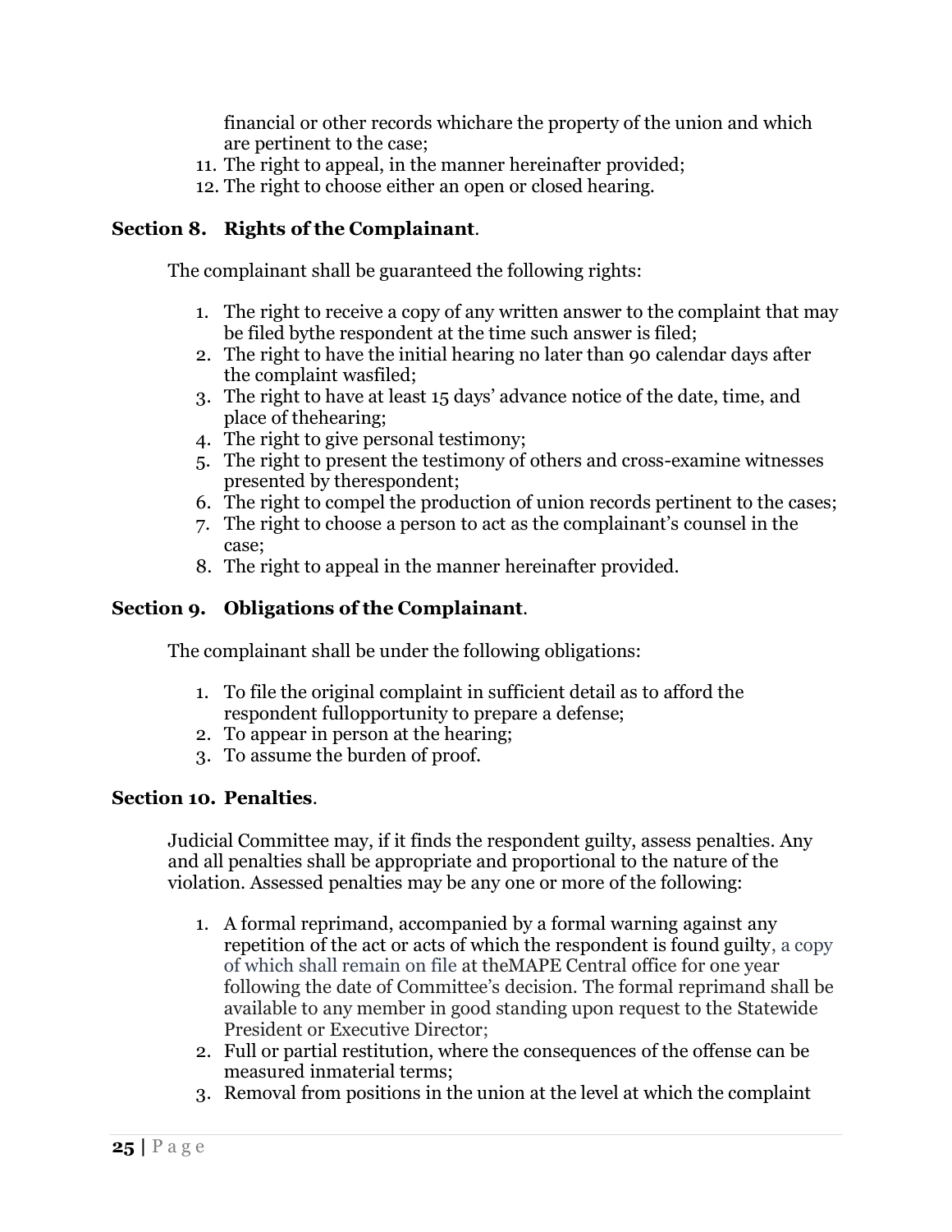financial or other records whichare the property of the union and which are pertinent to the case;

11. The right to appeal, in the manner hereinafter provided;
12. The right to choose either an open or closed hearing.

**Section 8. Rights of the Complainant**.

The complainant shall be guaranteed the following rights:

1. The right to receive a copy of any written answer to the complaint that may be filed bythe respondent at the time such answer is filed;
2. The right to have the initial hearing no later than 90 calendar days after the complaint wasfiled;
3. The right to have at least 15 days' advance notice of the date, time, and place of thehearing;
4. The right to give personal testimony;
5. The right to present the testimony of others and cross-examine witnesses presented by therespondent;
6. The right to compel the production of union records pertinent to the cases;
7. The right to choose a person to act as the complainant's counsel in the case;
8. The right to appeal in the manner hereinafter provided.

**Section 9. Obligations of the Complainant**.

The complainant shall be under the following obligations:

1. To file the original complaint in sufficient detail as to afford the respondent fullopportunity to prepare a defense;
2. To appear in person at the hearing;
3. To assume the burden of proof.

**Section 10. Penalties**.

Judicial Committee may, if it finds the respondent guilty, assess penalties. Any and all penalties shall be appropriate and proportional to the nature of the violation. Assessed penalties may be any one or more of the following:

1. A formal reprimand, accompanied by a formal warning against any repetition of the act or acts of which the respondent is found guilty, a copy of which shall remain on file at theMAPE Central office for one year following the date of Committee's decision. The formal reprimand shall be available to any member in good standing upon request to the Statewide President or Executive Director;
2. Full or partial restitution, where the consequences of the offense can be measured inmaterial terms;
3. Removal from positions in the union at the level at which the complaint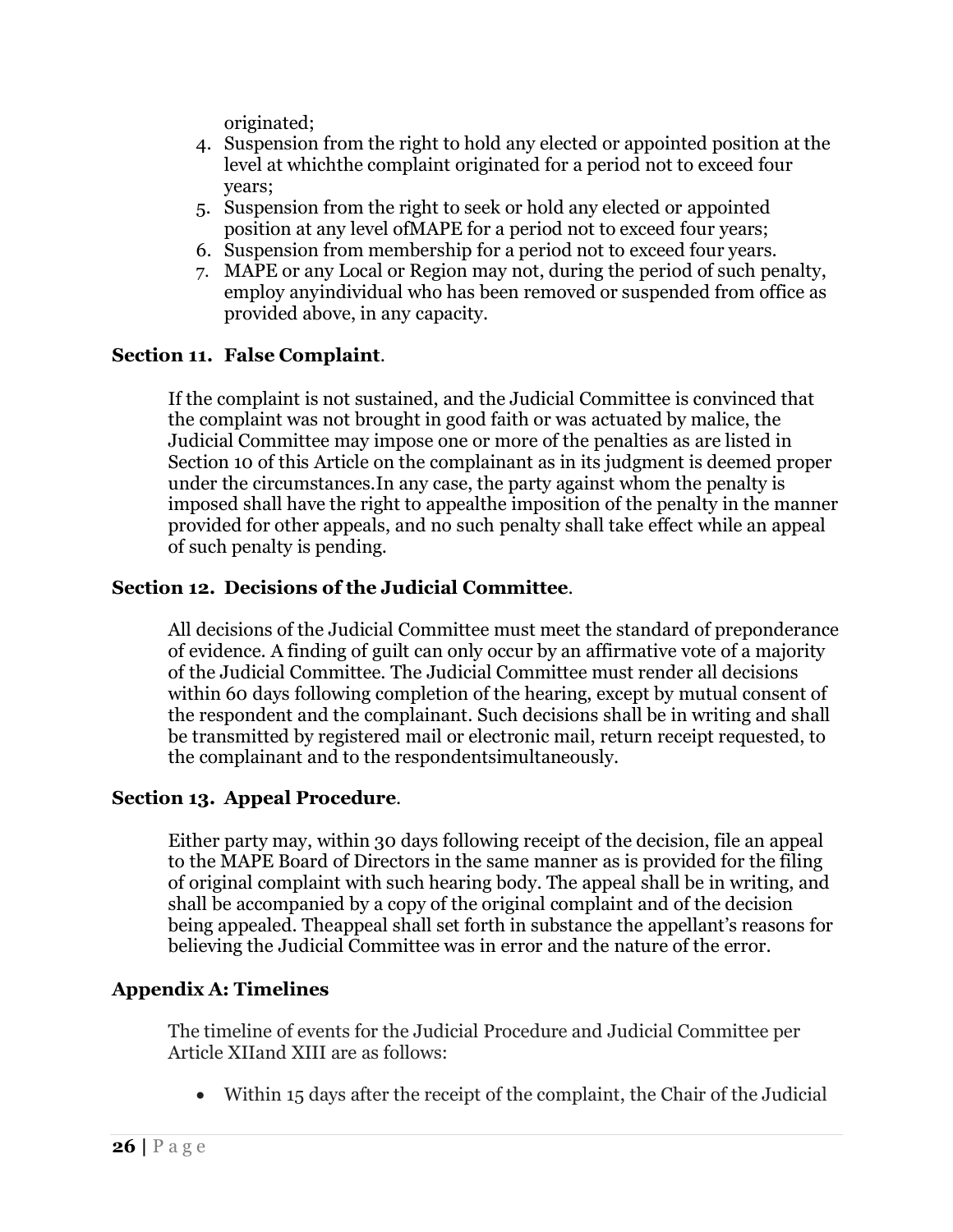originated;

4. Suspension from the right to hold any elected or appointed position at the level at whichthe complaint originated for a period not to exceed four years;
5. Suspension from the right to seek or hold any elected or appointed position at any level ofMAPE for a period not to exceed four years;
6. Suspension from membership for a period not to exceed four years.
7. MAPE or any Local or Region may not, during the period of such penalty, employ anyindividual who has been removed or suspended from office as provided above, in any capacity.

**Section 11. False Complaint**.

If the complaint is not sustained, and the Judicial Committee is convinced that the complaint was not brought in good faith or was actuated by malice, the Judicial Committee may impose one or more of the penalties as are listed in Section 10 of this Article on the complainant as in its judgment is deemed proper under the circumstances.In any case, the party against whom the penalty is imposed shall have the right to appealthe imposition of the penalty in the manner provided for other appeals, and no such penalty shall take effect while an appeal of such penalty is pending.

**Section 12. Decisions of the Judicial Committee**.

All decisions of the Judicial Committee must meet the standard of preponderance of evidence. A finding of guilt can only occur by an affirmative vote of a majority of the Judicial Committee. The Judicial Committee must render all decisions within 60 days following completion of the hearing, except by mutual consent of the respondent and the complainant. Such decisions shall be in writing and shall be transmitted by registered mail or electronic mail, return receipt requested, to the complainant and to the respondentsimultaneously.

**Section 13. Appeal Procedure**.

Either party may, within 30 days following receipt of the decision, file an appeal to the MAPE Board of Directors in the same manner as is provided for the filing of original complaint with such hearing body. The appeal shall be in writing, and shall be accompanied by a copy of the original complaint and of the decision being appealed. Theappeal shall set forth in substance the appellant's reasons for believing the Judicial Committee was in error and the nature of the error.

**Appendix A: Timelines**

The timeline of events for the Judicial Procedure and Judicial Committee per Article XIIand XIII are as follows:

- Within 15 days after the receipt of the complaint, the Chair of the Judicial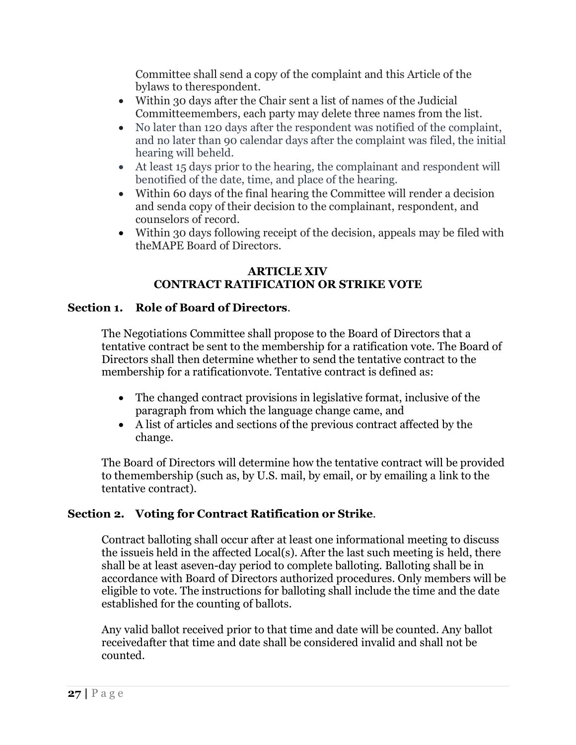Committee shall send a copy of the complaint and this Article of the bylaws to therespondent.

- Within 30 days after the Chair sent a list of names of the Judicial Committeemembers, each party may delete three names from the list.
- No later than 120 days after the respondent was notified of the complaint, and no later than 90 calendar days after the complaint was filed, the initial hearing will beheld.
- At least 15 days prior to the hearing, the complainant and respondent will benotified of the date, time, and place of the hearing.
- Within 60 days of the final hearing the Committee will render a decision and senda copy of their decision to the complainant, respondent, and counselors of record.
- Within 30 days following receipt of the decision, appeals may be filed with theMAPE Board of Directors.

## ARTICLE XIV
## CONTRACT RATIFICATION OR STRIKE VOTE

### Section 1. Role of Board of Directors.

The Negotiations Committee shall propose to the Board of Directors that a tentative contract be sent to the membership for a ratification vote. The Board of Directors shall then determine whether to send the tentative contract to the membership for a ratificationvote. Tentative contract is defined as:

- The changed contract provisions in legislative format, inclusive of the paragraph from which the language change came, and
- A list of articles and sections of the previous contract affected by the change.

The Board of Directors will determine how the tentative contract will be provided to themembership (such as, by U.S. mail, by email, or by emailing a link to the tentative contract).

### Section 2. Voting for Contract Ratification or Strike.

Contract balloting shall occur after at least one informational meeting to discuss the issueis held in the affected Local(s). After the last such meeting is held, there shall be at least aseven-day period to complete balloting. Balloting shall be in accordance with Board of Directors authorized procedures. Only members will be eligible to vote. The instructions for balloting shall include the time and the date established for the counting of ballots.

Any valid ballot received prior to that time and date will be counted. Any ballot receivedafter that time and date shall be considered invalid and shall not be counted.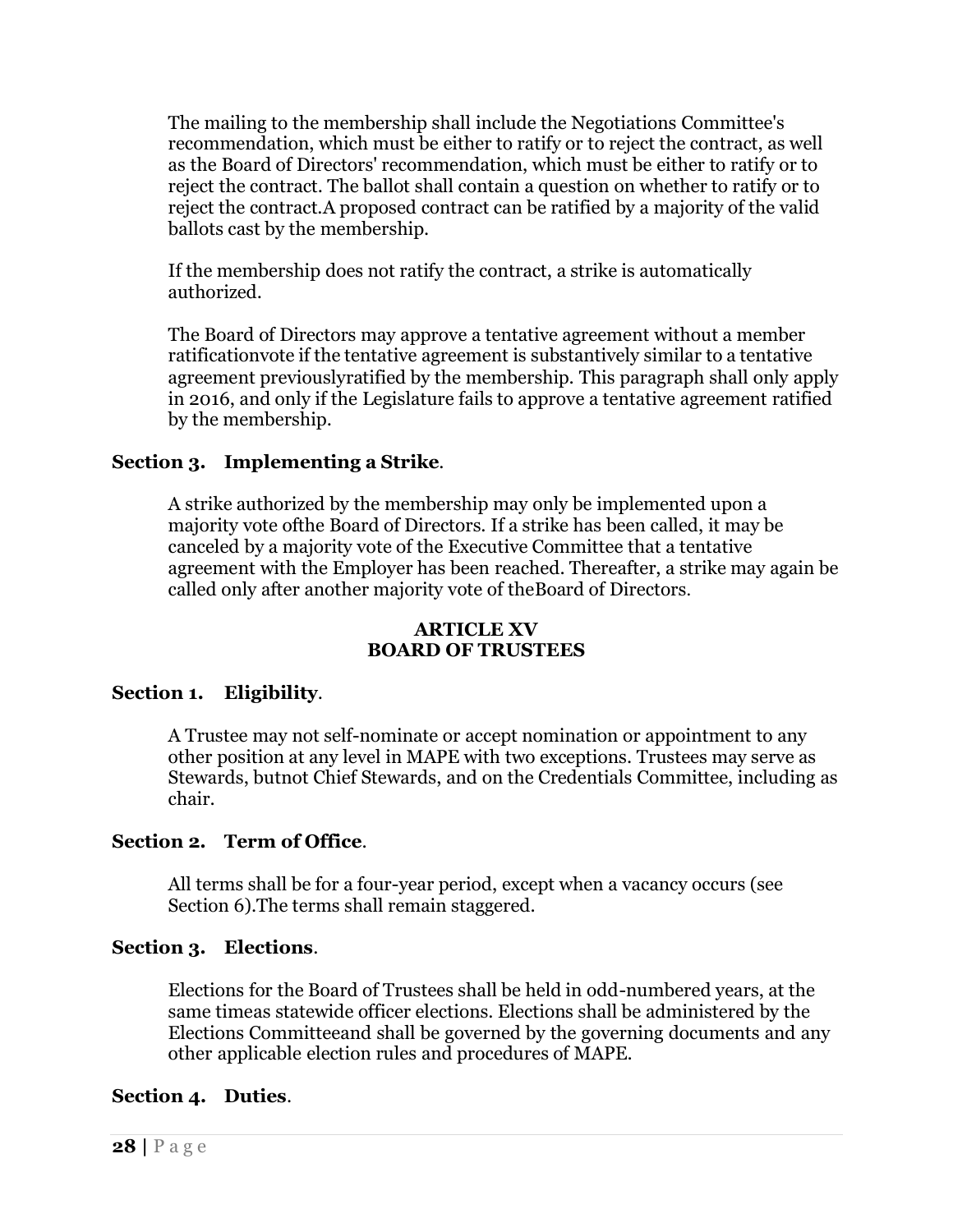The mailing to the membership shall include the Negotiations Committee's recommendation, which must be either to ratify or to reject the contract, as well as the Board of Directors' recommendation, which must be either to ratify or to reject the contract. The ballot shall contain a question on whether to ratify or to reject the contract.A proposed contract can be ratified by a majority of the valid ballots cast by the membership.

If the membership does not ratify the contract, a strike is automatically authorized.

The Board of Directors may approve a tentative agreement without a member ratificationvote if the tentative agreement is substantively similar to a tentative agreement previouslyratified by the membership. This paragraph shall only apply in 2016, and only if the Legislature fails to approve a tentative agreement ratified by the membership.

### Section 3. Implementing a Strike.

A strike authorized by the membership may only be implemented upon a majority vote ofthe Board of Directors. If a strike has been called, it may be canceled by a majority vote of the Executive Committee that a tentative agreement with the Employer has been reached. Thereafter, a strike may again be called only after another majority vote of theBoard of Directors.

## ARTICLE XV
## BOARD OF TRUSTEES

### Section 1. Eligibility.

A Trustee may not self-nominate or accept nomination or appointment to any other position at any level in MAPE with two exceptions. Trustees may serve as Stewards, butnot Chief Stewards, and on the Credentials Committee, including as chair.

### Section 2. Term of Office.

All terms shall be for a four-year period, except when a vacancy occurs (see Section 6).The terms shall remain staggered.

### Section 3. Elections.

Elections for the Board of Trustees shall be held in odd-numbered years, at the same timeas statewide officer elections. Elections shall be administered by the Elections Committeeand shall be governed by the governing documents and any other applicable election rules and procedures of MAPE.

### Section 4. Duties.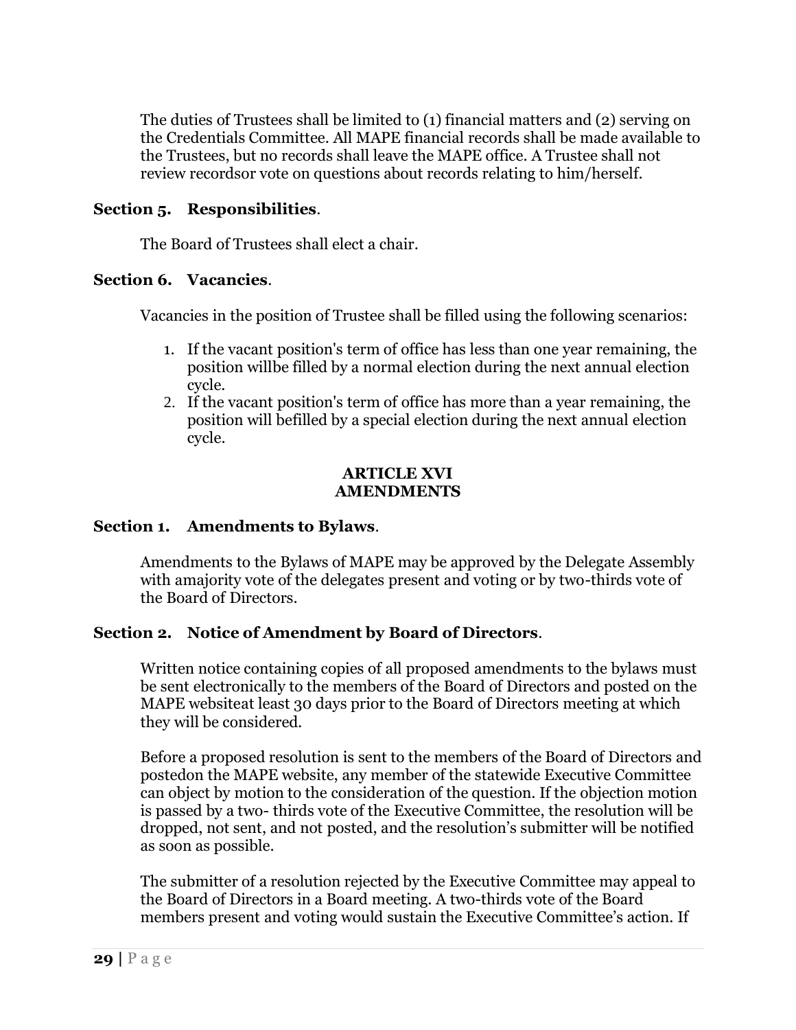The duties of Trustees shall be limited to (1) financial matters and (2) serving on the Credentials Committee. All MAPE financial records shall be made available to the Trustees, but no records shall leave the MAPE office. A Trustee shall not review recordsor vote on questions about records relating to him/herself.

**Section 5. Responsibilities**.

The Board of Trustees shall elect a chair.

**Section 6. Vacancies**.

Vacancies in the position of Trustee shall be filled using the following scenarios:

1. If the vacant position's term of office has less than one year remaining, the position willbe filled by a normal election during the next annual election cycle.
2. If the vacant position's term of office has more than a year remaining, the position will befilled by a special election during the next annual election cycle.

## ARTICLE XVI
## AMENDMENTS

**Section 1. Amendments to Bylaws**.

Amendments to the Bylaws of MAPE may be approved by the Delegate Assembly with amajority vote of the delegates present and voting or by two-thirds vote of the Board of Directors.

**Section 2. Notice of Amendment by Board of Directors**.

Written notice containing copies of all proposed amendments to the bylaws must be sent electronically to the members of the Board of Directors and posted on the MAPE websiteat least 30 days prior to the Board of Directors meeting at which they will be considered.

Before a proposed resolution is sent to the members of the Board of Directors and postedon the MAPE website, any member of the statewide Executive Committee can object by motion to the consideration of the question. If the objection motion is passed by a two- thirds vote of the Executive Committee, the resolution will be dropped, not sent, and not posted, and the resolution's submitter will be notified as soon as possible.

The submitter of a resolution rejected by the Executive Committee may appeal to the Board of Directors in a Board meeting. A two-thirds vote of the Board members present and voting would sustain the Executive Committee's action. If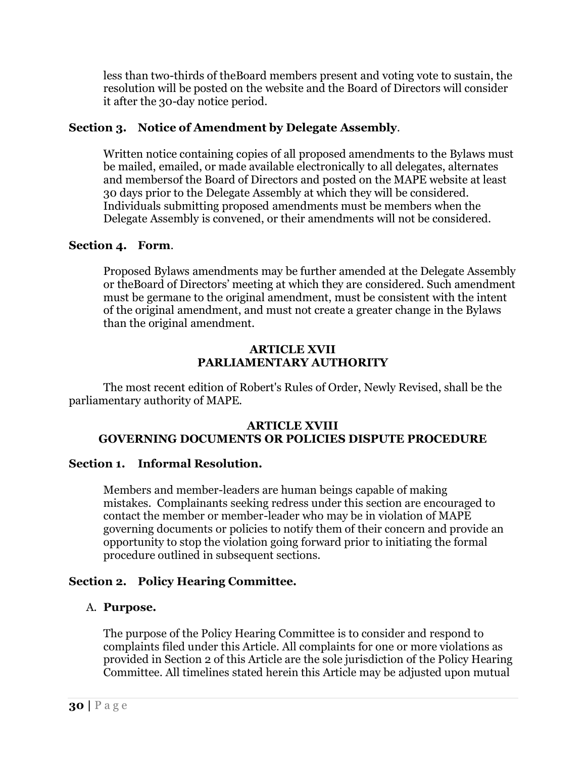less than two-thirds of theBoard members present and voting vote to sustain, the resolution will be posted on the website and the Board of Directors will consider it after the 30-day notice period.

**Section 3. Notice of Amendment by Delegate Assembly**.

Written notice containing copies of all proposed amendments to the Bylaws must be mailed, emailed, or made available electronically to all delegates, alternates and membersof the Board of Directors and posted on the MAPE website at least 30 days prior to the Delegate Assembly at which they will be considered. Individuals submitting proposed amendments must be members when the Delegate Assembly is convened, or their amendments will not be considered.

**Section 4. Form**.

Proposed Bylaws amendments may be further amended at the Delegate Assembly or theBoard of Directors' meeting at which they are considered. Such amendment must be germane to the original amendment, must be consistent with the intent of the original amendment, and must not create a greater change in the Bylaws than the original amendment.

## ARTICLE XVII
## PARLIAMENTARY AUTHORITY

The most recent edition of Robert's Rules of Order, Newly Revised, shall be the parliamentary authority of MAPE.

## ARTICLE XVIII
## GOVERNING DOCUMENTS OR POLICIES DISPUTE PROCEDURE

**Section 1. Informal Resolution.**

Members and member-leaders are human beings capable of making mistakes. Complainants seeking redress under this section are encouraged to contact the member or member-leader who may be in violation of MAPE governing documents or policies to notify them of their concern and provide an opportunity to stop the violation going forward prior to initiating the formal procedure outlined in subsequent sections.

**Section 2. Policy Hearing Committee.**

A. **Purpose.**

The purpose of the Policy Hearing Committee is to consider and respond to complaints filed under this Article. All complaints for one or more violations as provided in Section 2 of this Article are the sole jurisdiction of the Policy Hearing Committee. All timelines stated herein this Article may be adjusted upon mutual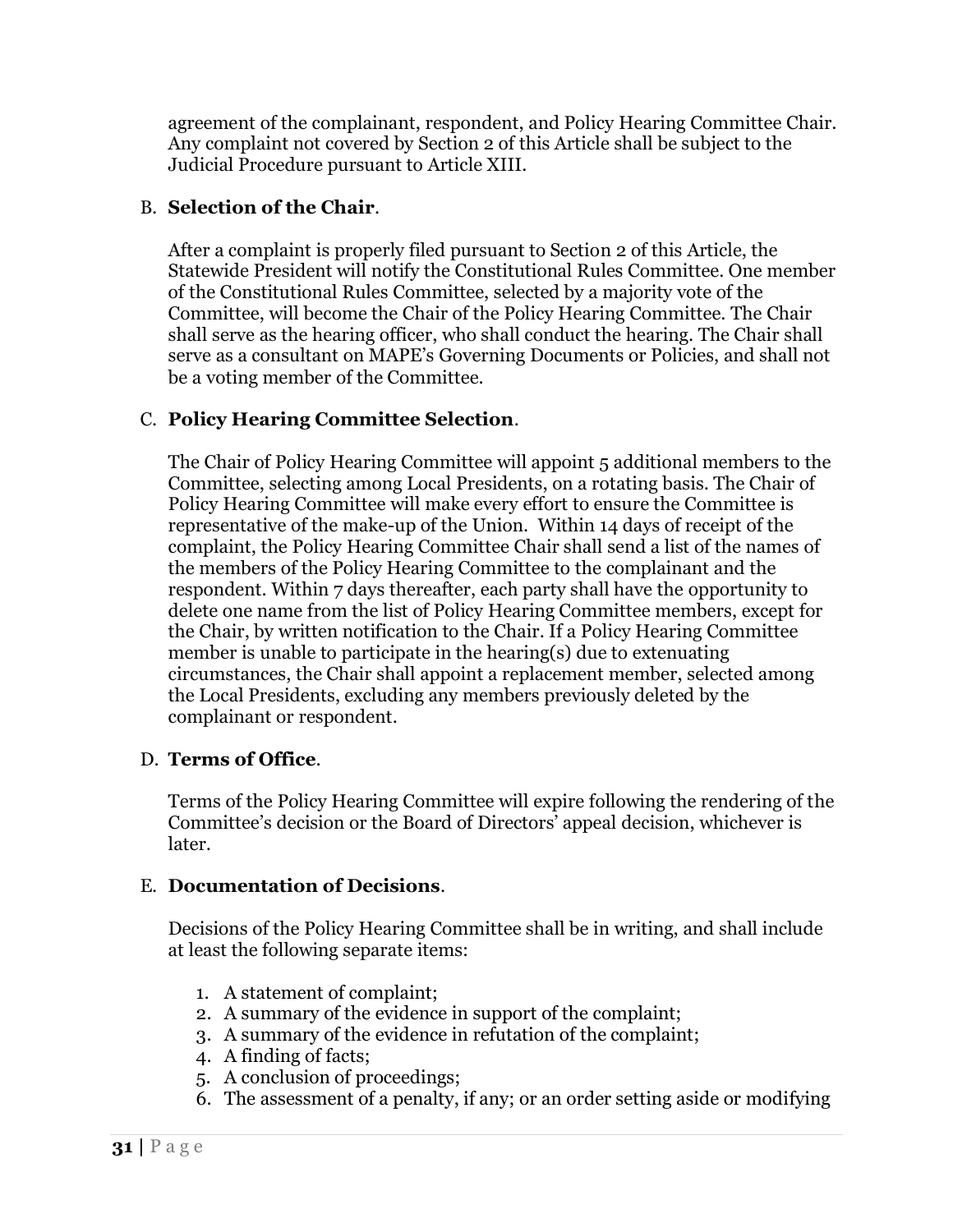agreement of the complainant, respondent, and Policy Hearing Committee Chair. Any complaint not covered by Section 2 of this Article shall be subject to the Judicial Procedure pursuant to Article XIII.

B. **Selection of the Chair**.

After a complaint is properly filed pursuant to Section 2 of this Article, the Statewide President will notify the Constitutional Rules Committee. One member of the Constitutional Rules Committee, selected by a majority vote of the Committee, will become the Chair of the Policy Hearing Committee. The Chair shall serve as the hearing officer, who shall conduct the hearing. The Chair shall serve as a consultant on MAPE's Governing Documents or Policies, and shall not be a voting member of the Committee.

C. **Policy Hearing Committee Selection**.

The Chair of Policy Hearing Committee will appoint 5 additional members to the Committee, selecting among Local Presidents, on a rotating basis. The Chair of Policy Hearing Committee will make every effort to ensure the Committee is representative of the make-up of the Union. Within 14 days of receipt of the complaint, the Policy Hearing Committee Chair shall send a list of the names of the members of the Policy Hearing Committee to the complainant and the respondent. Within 7 days thereafter, each party shall have the opportunity to delete one name from the list of Policy Hearing Committee members, except for the Chair, by written notification to the Chair. If a Policy Hearing Committee member is unable to participate in the hearing(s) due to extenuating circumstances, the Chair shall appoint a replacement member, selected among the Local Presidents, excluding any members previously deleted by the complainant or respondent.

D. **Terms of Office**.

Terms of the Policy Hearing Committee will expire following the rendering of the Committee's decision or the Board of Directors' appeal decision, whichever is later.

E. **Documentation of Decisions**.

Decisions of the Policy Hearing Committee shall be in writing, and shall include at least the following separate items:

1. A statement of complaint;
2. A summary of the evidence in support of the complaint;
3. A summary of the evidence in refutation of the complaint;
4. A finding of facts;
5. A conclusion of proceedings;
6. The assessment of a penalty, if any; or an order setting aside or modifying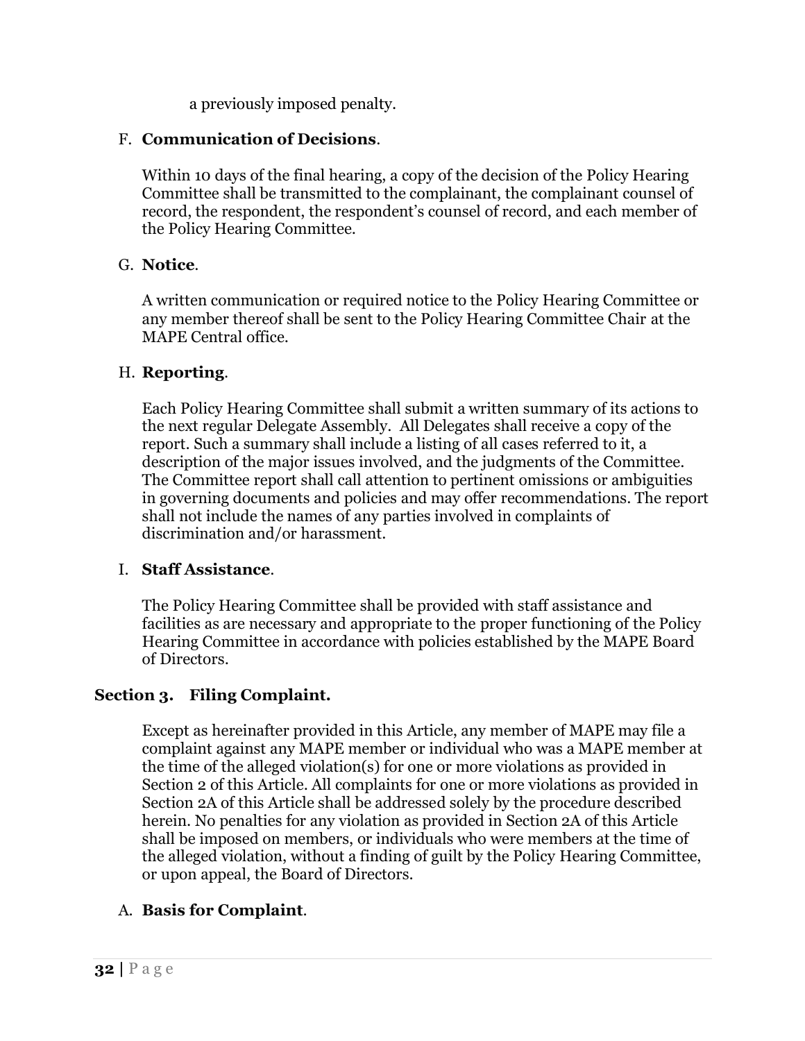a previously imposed penalty.

F. **Communication of Decisions**.

Within 10 days of the final hearing, a copy of the decision of the Policy Hearing Committee shall be transmitted to the complainant, the complainant counsel of record, the respondent, the respondent's counsel of record, and each member of the Policy Hearing Committee.

G. **Notice**.

A written communication or required notice to the Policy Hearing Committee or any member thereof shall be sent to the Policy Hearing Committee Chair at the MAPE Central office.

H. **Reporting**.

Each Policy Hearing Committee shall submit a written summary of its actions to the next regular Delegate Assembly. All Delegates shall receive a copy of the report. Such a summary shall include a listing of all cases referred to it, a description of the major issues involved, and the judgments of the Committee. The Committee report shall call attention to pertinent omissions or ambiguities in governing documents and policies and may offer recommendations. The report shall not include the names of any parties involved in complaints of discrimination and/or harassment.

I. **Staff Assistance**.

The Policy Hearing Committee shall be provided with staff assistance and facilities as are necessary and appropriate to the proper functioning of the Policy Hearing Committee in accordance with policies established by the MAPE Board of Directors.

## Section 3. Filing Complaint.

Except as hereinafter provided in this Article, any member of MAPE may file a complaint against any MAPE member or individual who was a MAPE member at the time of the alleged violation(s) for one or more violations as provided in Section 2 of this Article. All complaints for one or more violations as provided in Section 2A of this Article shall be addressed solely by the procedure described herein. No penalties for any violation as provided in Section 2A of this Article shall be imposed on members, or individuals who were members at the time of the alleged violation, without a finding of guilt by the Policy Hearing Committee, or upon appeal, the Board of Directors.

A. **Basis for Complaint**.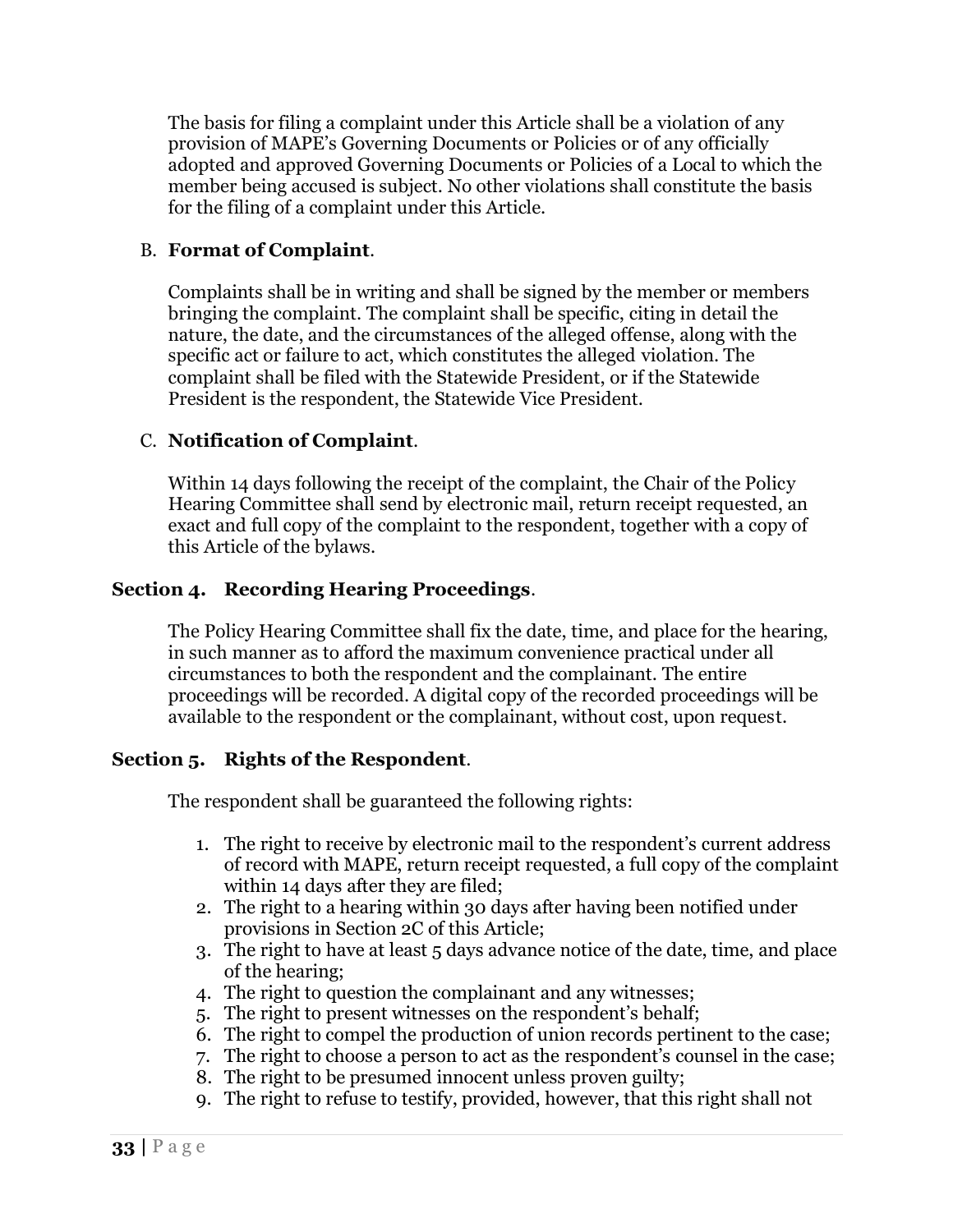The basis for filing a complaint under this Article shall be a violation of any provision of MAPE's Governing Documents or Policies or of any officially adopted and approved Governing Documents or Policies of a Local to which the member being accused is subject. No other violations shall constitute the basis for the filing of a complaint under this Article.

B. **Format of Complaint**.

Complaints shall be in writing and shall be signed by the member or members bringing the complaint. The complaint shall be specific, citing in detail the nature, the date, and the circumstances of the alleged offense, along with the specific act or failure to act, which constitutes the alleged violation. The complaint shall be filed with the Statewide President, or if the Statewide President is the respondent, the Statewide Vice President.

C. **Notification of Complaint**.

Within 14 days following the receipt of the complaint, the Chair of the Policy Hearing Committee shall send by electronic mail, return receipt requested, an exact and full copy of the complaint to the respondent, together with a copy of this Article of the bylaws.

### Section 4. Recording Hearing Proceedings.

The Policy Hearing Committee shall fix the date, time, and place for the hearing, in such manner as to afford the maximum convenience practical under all circumstances to both the respondent and the complainant. The entire proceedings will be recorded. A digital copy of the recorded proceedings will be available to the respondent or the complainant, without cost, upon request.

### Section 5. Rights of the Respondent.

The respondent shall be guaranteed the following rights:

1. The right to receive by electronic mail to the respondent's current address of record with MAPE, return receipt requested, a full copy of the complaint within 14 days after they are filed;
2. The right to a hearing within 30 days after having been notified under provisions in Section 2C of this Article;
3. The right to have at least 5 days advance notice of the date, time, and place of the hearing;
4. The right to question the complainant and any witnesses;
5. The right to present witnesses on the respondent's behalf;
6. The right to compel the production of union records pertinent to the case;
7. The right to choose a person to act as the respondent's counsel in the case;
8. The right to be presumed innocent unless proven guilty;
9. The right to refuse to testify, provided, however, that this right shall not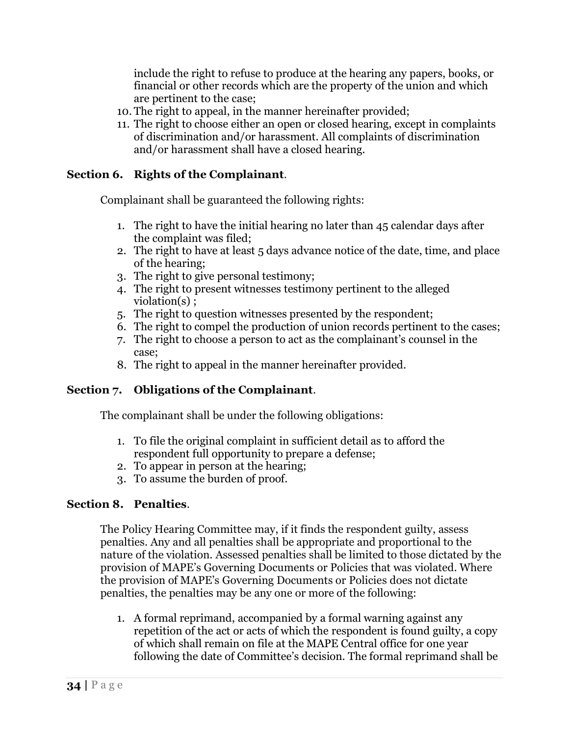include the right to refuse to produce at the hearing any papers, books, or financial or other records which are the property of the union and which are pertinent to the case;

10. The right to appeal, in the manner hereinafter provided;
11. The right to choose either an open or closed hearing, except in complaints of discrimination and/or harassment. All complaints of discrimination and/or harassment shall have a closed hearing.

**Section 6. Rights of the Complainant**.

Complainant shall be guaranteed the following rights:

1. The right to have the initial hearing no later than 45 calendar days after the complaint was filed;
2. The right to have at least 5 days advance notice of the date, time, and place of the hearing;
3. The right to give personal testimony;
4. The right to present witnesses testimony pertinent to the alleged violation(s) ;
5. The right to question witnesses presented by the respondent;
6. The right to compel the production of union records pertinent to the cases;
7. The right to choose a person to act as the complainant's counsel in the case;
8. The right to appeal in the manner hereinafter provided.

**Section 7. Obligations of the Complainant**.

The complainant shall be under the following obligations:

1. To file the original complaint in sufficient detail as to afford the respondent full opportunity to prepare a defense;
2. To appear in person at the hearing;
3. To assume the burden of proof.

**Section 8. Penalties**.

The Policy Hearing Committee may, if it finds the respondent guilty, assess penalties. Any and all penalties shall be appropriate and proportional to the nature of the violation. Assessed penalties shall be limited to those dictated by the provision of MAPE's Governing Documents or Policies that was violated. Where the provision of MAPE's Governing Documents or Policies does not dictate penalties, the penalties may be any one or more of the following:

1. A formal reprimand, accompanied by a formal warning against any repetition of the act or acts of which the respondent is found guilty, a copy of which shall remain on file at the MAPE Central office for one year following the date of Committee's decision. The formal reprimand shall be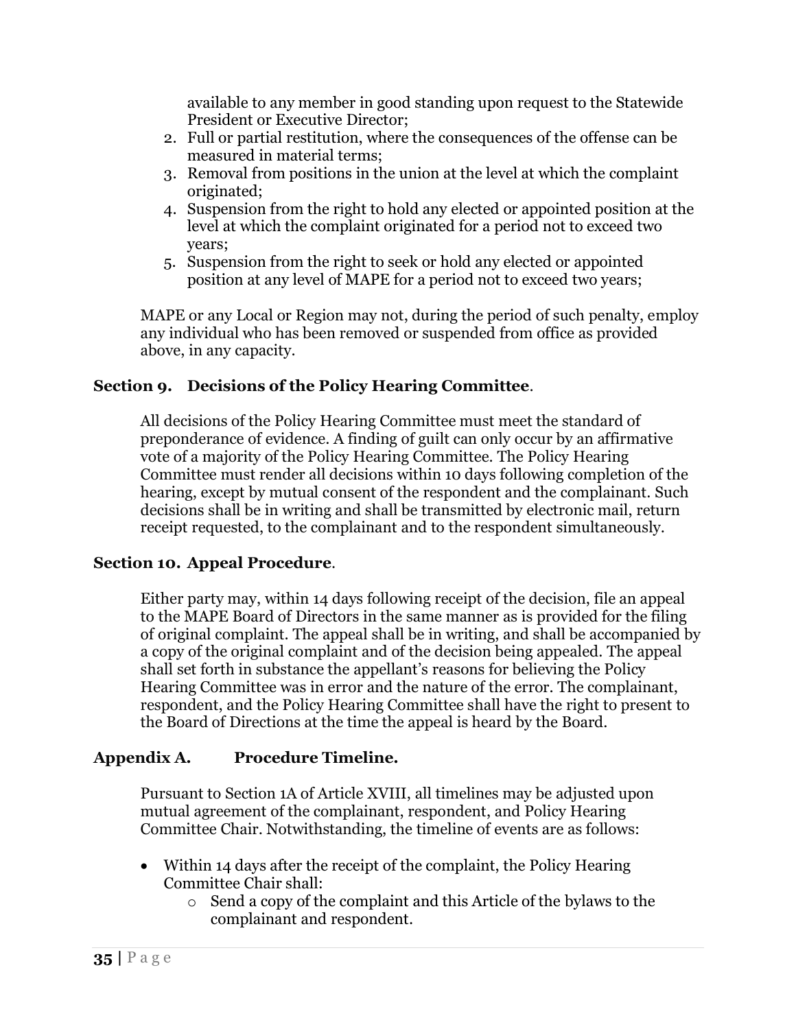available to any member in good standing upon request to the Statewide President or Executive Director;

2. Full or partial restitution, where the consequences of the offense can be measured in material terms;
3. Removal from positions in the union at the level at which the complaint originated;
4. Suspension from the right to hold any elected or appointed position at the level at which the complaint originated for a period not to exceed two years;
5. Suspension from the right to seek or hold any elected or appointed position at any level of MAPE for a period not to exceed two years;

MAPE or any Local or Region may not, during the period of such penalty, employ any individual who has been removed or suspended from office as provided above, in any capacity.

### Section 9. Decisions of the Policy Hearing Committee.

All decisions of the Policy Hearing Committee must meet the standard of preponderance of evidence. A finding of guilt can only occur by an affirmative vote of a majority of the Policy Hearing Committee. The Policy Hearing Committee must render all decisions within 10 days following completion of the hearing, except by mutual consent of the respondent and the complainant. Such decisions shall be in writing and shall be transmitted by electronic mail, return receipt requested, to the complainant and to the respondent simultaneously.

### Section 10. Appeal Procedure.

Either party may, within 14 days following receipt of the decision, file an appeal to the MAPE Board of Directors in the same manner as is provided for the filing of original complaint. The appeal shall be in writing, and shall be accompanied by a copy of the original complaint and of the decision being appealed. The appeal shall set forth in substance the appellant's reasons for believing the Policy Hearing Committee was in error and the nature of the error. The complainant, respondent, and the Policy Hearing Committee shall have the right to present to the Board of Directions at the time the appeal is heard by the Board.

### Appendix A. Procedure Timeline.

Pursuant to Section 1A of Article XVIII, all timelines may be adjusted upon mutual agreement of the complainant, respondent, and Policy Hearing Committee Chair. Notwithstanding, the timeline of events are as follows:

- Within 14 days after the receipt of the complaint, the Policy Hearing Committee Chair shall:
  - Send a copy of the complaint and this Article of the bylaws to the complainant and respondent.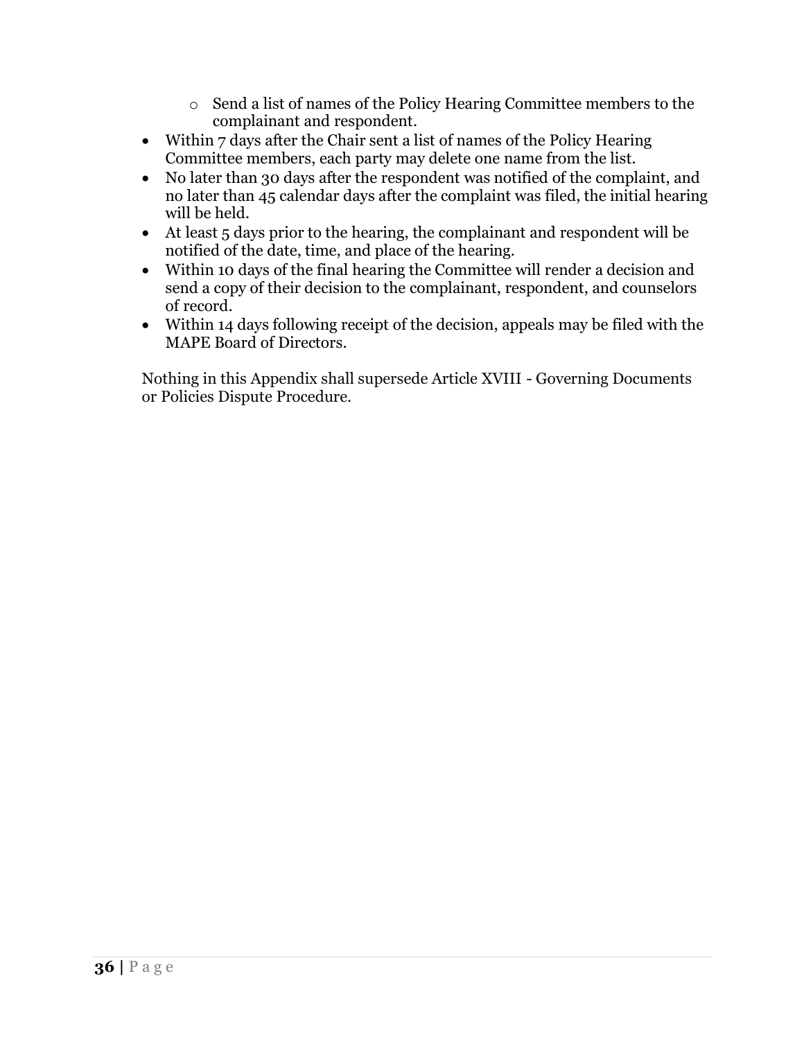- Send a list of names of the Policy Hearing Committee members to the complainant and respondent.
- Within 7 days after the Chair sent a list of names of the Policy Hearing Committee members, each party may delete one name from the list.
- No later than 30 days after the respondent was notified of the complaint, and no later than 45 calendar days after the complaint was filed, the initial hearing will be held.
- At least 5 days prior to the hearing, the complainant and respondent will be notified of the date, time, and place of the hearing.
- Within 10 days of the final hearing the Committee will render a decision and send a copy of their decision to the complainant, respondent, and counselors of record.
- Within 14 days following receipt of the decision, appeals may be filed with the MAPE Board of Directors.

Nothing in this Appendix shall supersede Article XVIII - Governing Documents or Policies Dispute Procedure.